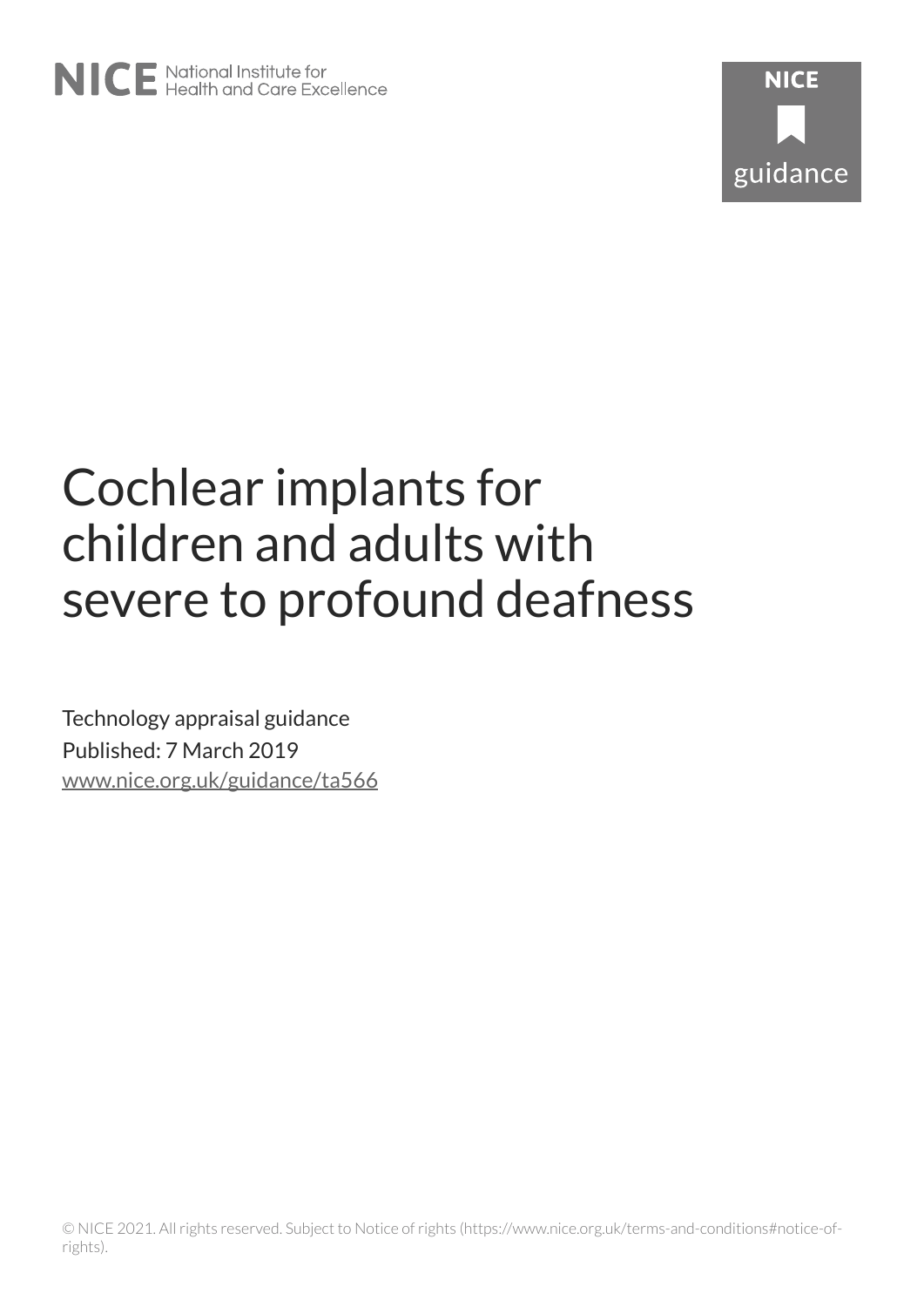NICE National Institute for Health and Care Excellence

NICE guidance

# Cochlear implants for children and adults with severe to profound deafness

Technology appraisal guidance

Published: 7 March 2019

www.nice.org.uk/guidance/ta566

© NICE 2021. All rights reserved. Subject to Notice of rights (https://www.nice.org.uk/terms-and-conditions#notice-of-rights).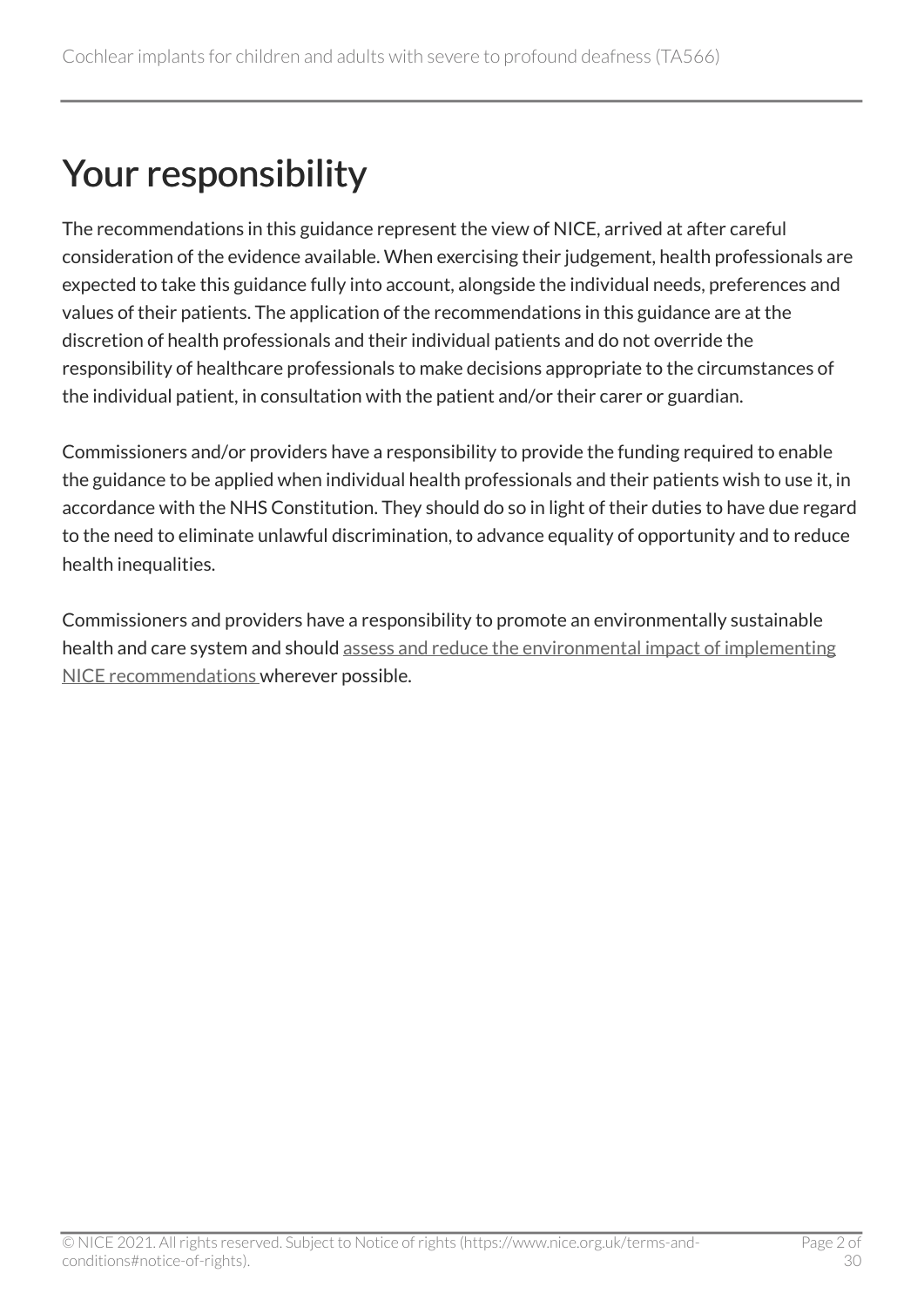# Your responsibility

The recommendations in this guidance represent the view of NICE, arrived at after careful consideration of the evidence available. When exercising their judgement, health professionals are expected to take this guidance fully into account, alongside the individual needs, preferences and values of their patients. The application of the recommendations in this guidance are at the discretion of health professionals and their individual patients and do not override the responsibility of healthcare professionals to make decisions appropriate to the circumstances of the individual patient, in consultation with the patient and/or their carer or guardian.

Commissioners and/or providers have a responsibility to provide the funding required to enable the guidance to be applied when individual health professionals and their patients wish to use it, in accordance with the NHS Constitution. They should do so in light of their duties to have due regard to the need to eliminate unlawful discrimination, to advance equality of opportunity and to reduce health inequalities.

Commissioners and providers have a responsibility to promote an environmentally sustainable health and care system and should assess and reduce the environmental impact of implementing NICE recommendations wherever possible.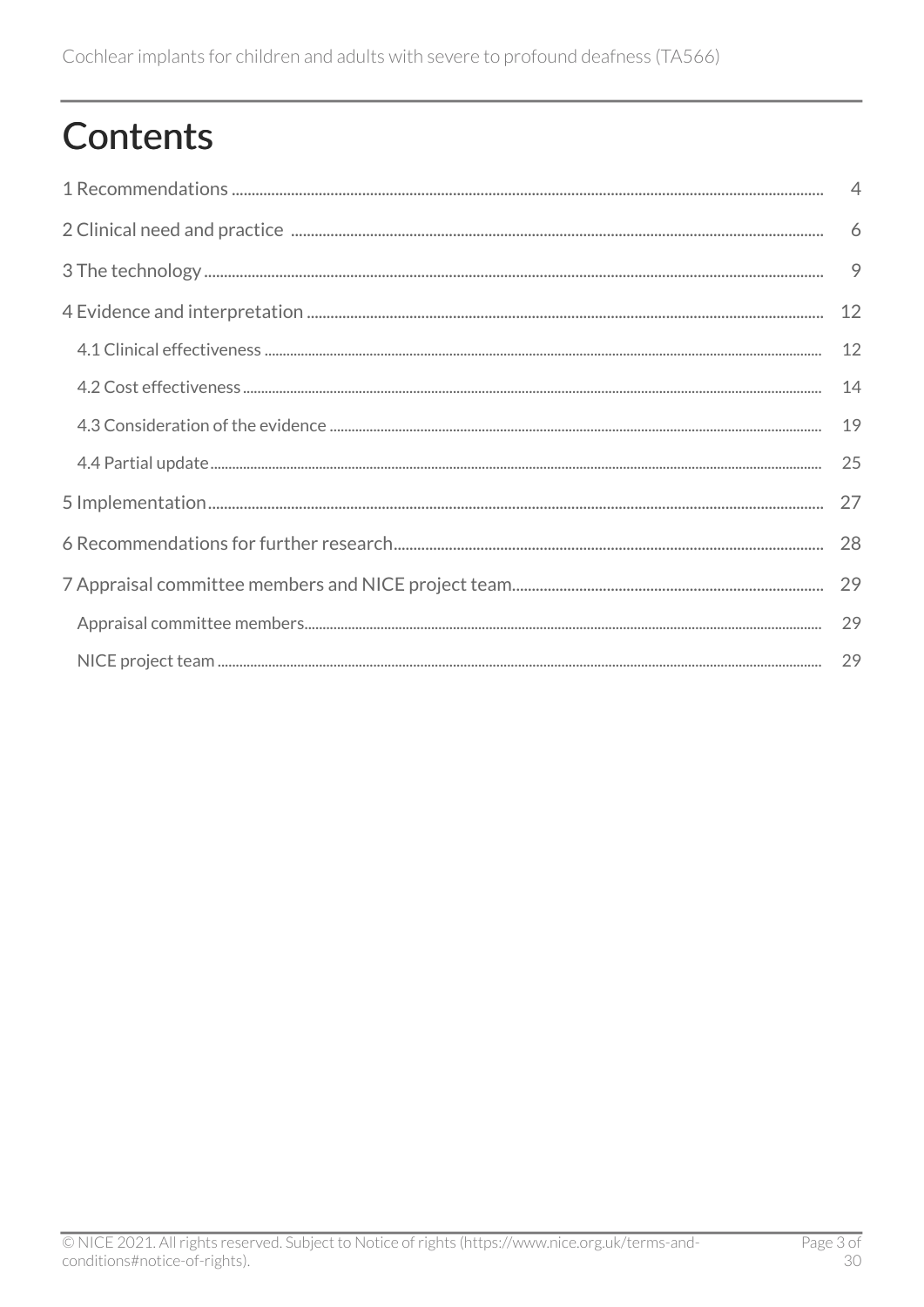# Contents

1 Recommendations ..... 4

2 Clinical need and practice ..... 6

3 The technology ..... 9

4 Evidence and interpretation ..... 12

- 4.1 Clinical effectiveness ..... 12
- 4.2 Cost effectiveness ..... 14
- 4.3 Consideration of the evidence ..... 19
- 4.4 Partial update ..... 25

5 Implementation ..... 27

6 Recommendations for further research ..... 28

7 Appraisal committee members and NICE project team ..... 29

- Appraisal committee members ..... 29
- NICE project team ..... 29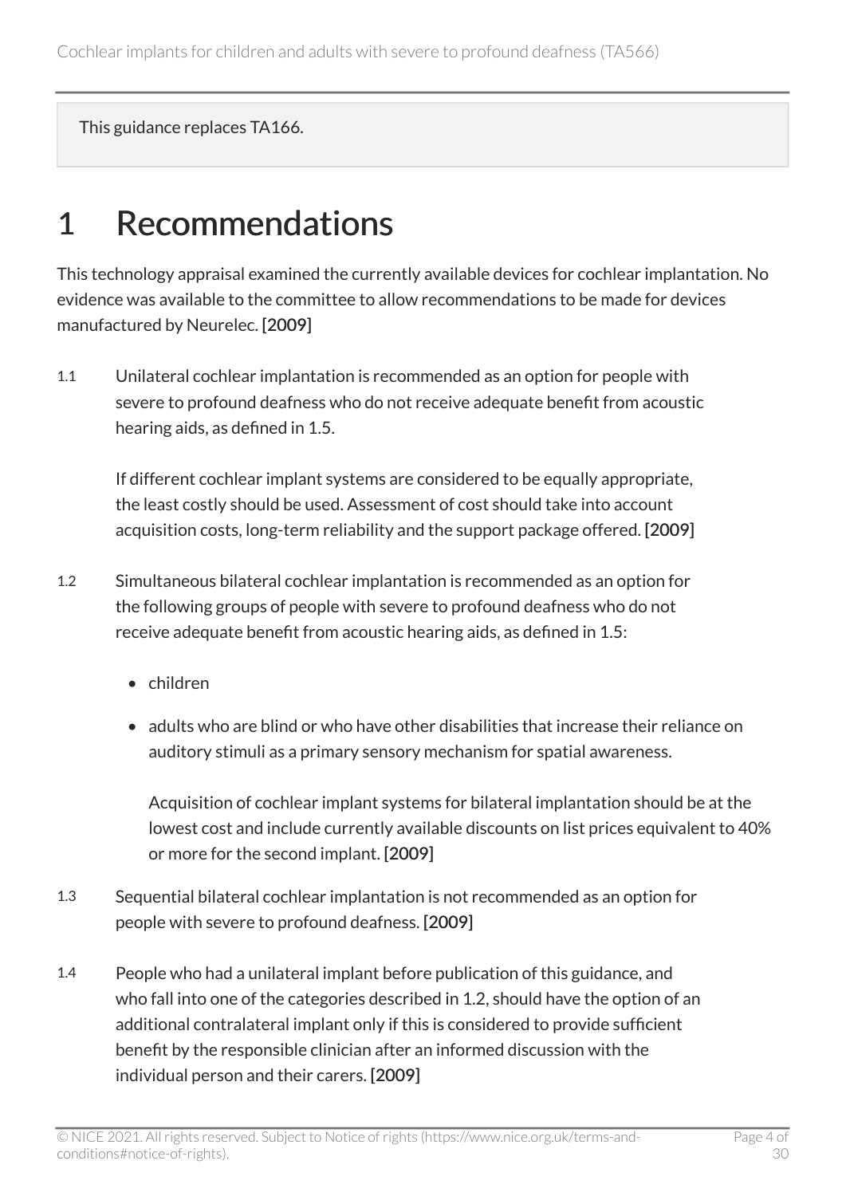This guidance replaces TA166.

# 1 Recommendations

This technology appraisal examined the currently available devices for cochlear implantation. No evidence was available to the committee to allow recommendations to be made for devices manufactured by Neurelec. [2009]

1.1 Unilateral cochlear implantation is recommended as an option for people with severe to profound deafness who do not receive adequate benefit from acoustic hearing aids, as defined in 1.5.

If different cochlear implant systems are considered to be equally appropriate, the least costly should be used. Assessment of cost should take into account acquisition costs, long-term reliability and the support package offered. [2009]

1.2 Simultaneous bilateral cochlear implantation is recommended as an option for the following groups of people with severe to profound deafness who do not receive adequate benefit from acoustic hearing aids, as defined in 1.5:

- children
- adults who are blind or who have other disabilities that increase their reliance on auditory stimuli as a primary sensory mechanism for spatial awareness.

  Acquisition of cochlear implant systems for bilateral implantation should be at the lowest cost and include currently available discounts on list prices equivalent to 40% or more for the second implant. [2009]

1.3 Sequential bilateral cochlear implantation is not recommended as an option for people with severe to profound deafness. [2009]

1.4 People who had a unilateral implant before publication of this guidance, and who fall into one of the categories described in 1.2, should have the option of an additional contralateral implant only if this is considered to provide sufficient benefit by the responsible clinician after an informed discussion with the individual person and their carers. [2009]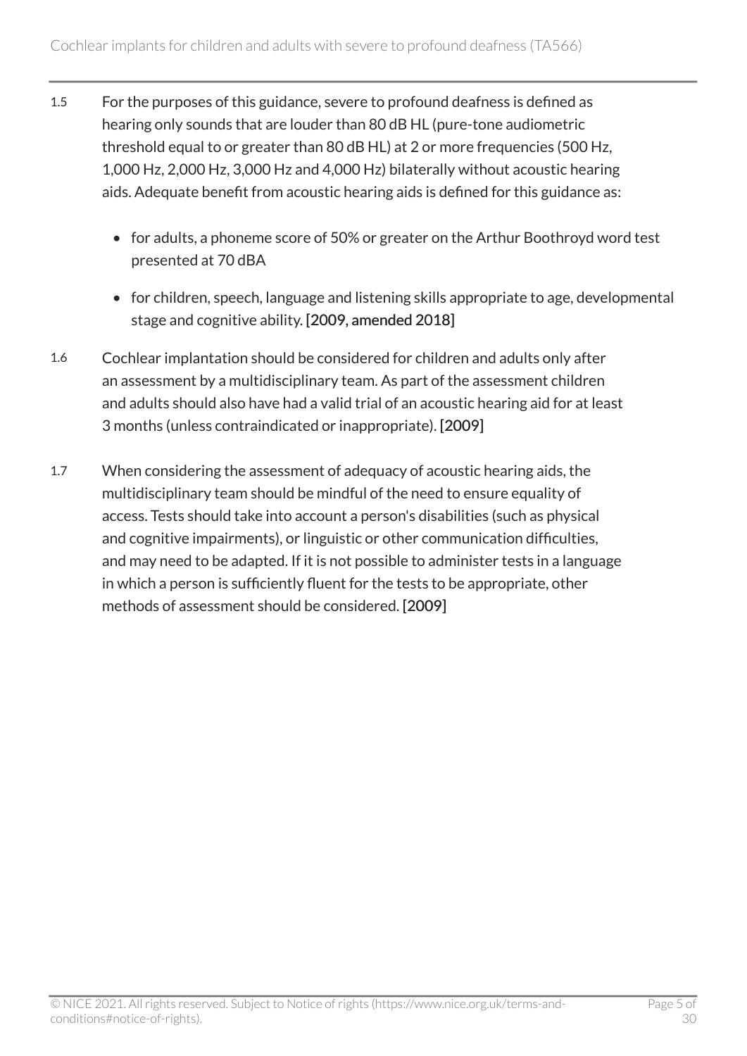1.5 For the purposes of this guidance, severe to profound deafness is defined as hearing only sounds that are louder than 80 dB HL (pure-tone audiometric threshold equal to or greater than 80 dB HL) at 2 or more frequencies (500 Hz, 1,000 Hz, 2,000 Hz, 3,000 Hz and 4,000 Hz) bilaterally without acoustic hearing aids. Adequate benefit from acoustic hearing aids is defined for this guidance as:

- for adults, a phoneme score of 50% or greater on the Arthur Boothroyd word test presented at 70 dBA
- for children, speech, language and listening skills appropriate to age, developmental stage and cognitive ability. [2009, amended 2018]

1.6 Cochlear implantation should be considered for children and adults only after an assessment by a multidisciplinary team. As part of the assessment children and adults should also have had a valid trial of an acoustic hearing aid for at least 3 months (unless contraindicated or inappropriate). [2009]

1.7 When considering the assessment of adequacy of acoustic hearing aids, the multidisciplinary team should be mindful of the need to ensure equality of access. Tests should take into account a person's disabilities (such as physical and cognitive impairments), or linguistic or other communication difficulties, and may need to be adapted. If it is not possible to administer tests in a language in which a person is sufficiently fluent for the tests to be appropriate, other methods of assessment should be considered. [2009]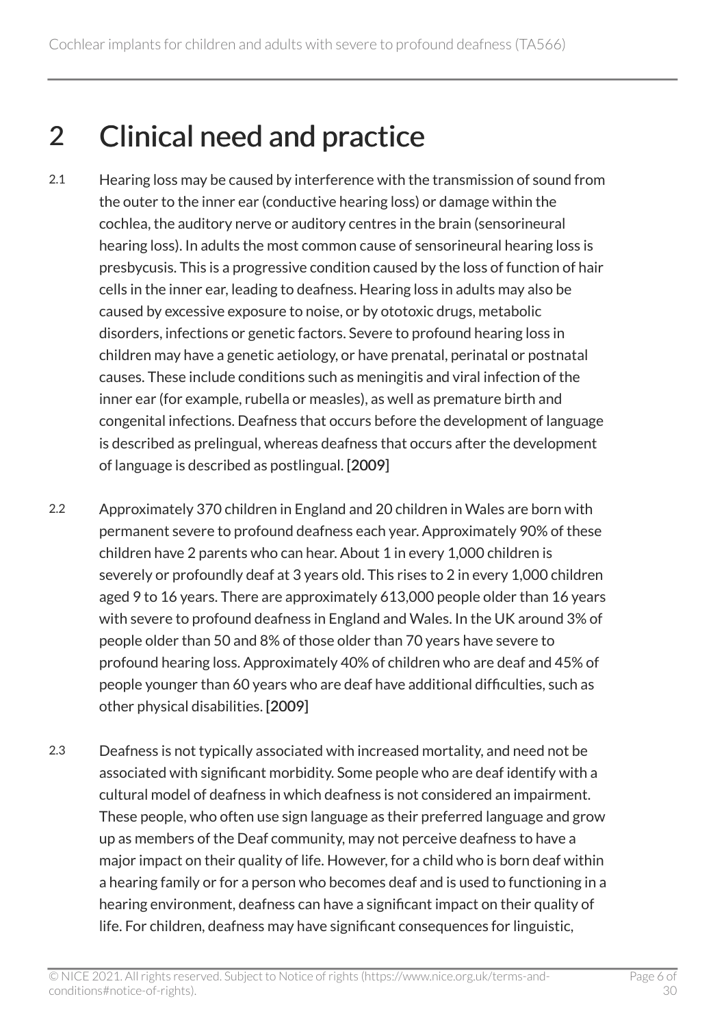# 2 Clinical need and practice

2.1 Hearing loss may be caused by interference with the transmission of sound from the outer to the inner ear (conductive hearing loss) or damage within the cochlea, the auditory nerve or auditory centres in the brain (sensorineural hearing loss). In adults the most common cause of sensorineural hearing loss is presbycusis. This is a progressive condition caused by the loss of function of hair cells in the inner ear, leading to deafness. Hearing loss in adults may also be caused by excessive exposure to noise, or by ototoxic drugs, metabolic disorders, infections or genetic factors. Severe to profound hearing loss in children may have a genetic aetiology, or have prenatal, perinatal or postnatal causes. These include conditions such as meningitis and viral infection of the inner ear (for example, rubella or measles), as well as premature birth and congenital infections. Deafness that occurs before the development of language is described as prelingual, whereas deafness that occurs after the development of language is described as postlingual. [2009]

2.2 Approximately 370 children in England and 20 children in Wales are born with permanent severe to profound deafness each year. Approximately 90% of these children have 2 parents who can hear. About 1 in every 1,000 children is severely or profoundly deaf at 3 years old. This rises to 2 in every 1,000 children aged 9 to 16 years. There are approximately 613,000 people older than 16 years with severe to profound deafness in England and Wales. In the UK around 3% of people older than 50 and 8% of those older than 70 years have severe to profound hearing loss. Approximately 40% of children who are deaf and 45% of people younger than 60 years who are deaf have additional difficulties, such as other physical disabilities. [2009]

2.3 Deafness is not typically associated with increased mortality, and need not be associated with significant morbidity. Some people who are deaf identify with a cultural model of deafness in which deafness is not considered an impairment. These people, who often use sign language as their preferred language and grow up as members of the Deaf community, may not perceive deafness to have a major impact on their quality of life. However, for a child who is born deaf within a hearing family or for a person who becomes deaf and is used to functioning in a hearing environment, deafness can have a significant impact on their quality of life. For children, deafness may have significant consequences for linguistic,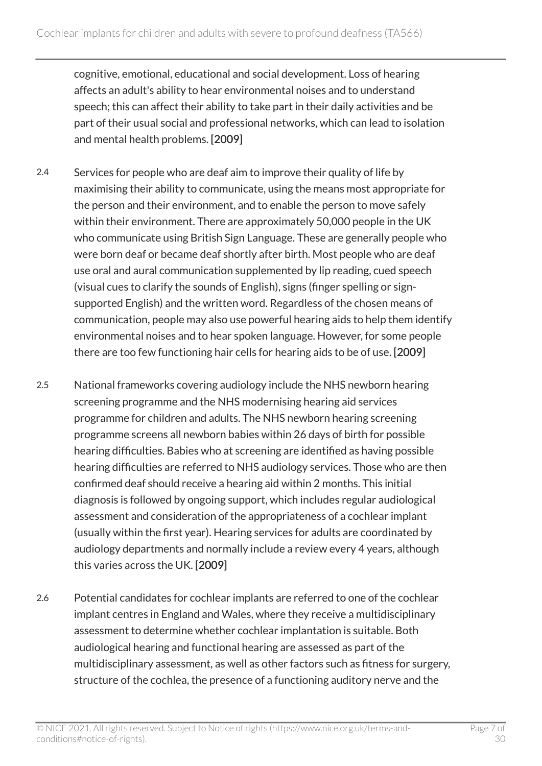cognitive, emotional, educational and social development. Loss of hearing affects an adult's ability to hear environmental noises and to understand speech; this can affect their ability to take part in their daily activities and be part of their usual social and professional networks, which can lead to isolation and mental health problems. [2009]

2.4 Services for people who are deaf aim to improve their quality of life by maximising their ability to communicate, using the means most appropriate for the person and their environment, and to enable the person to move safely within their environment. There are approximately 50,000 people in the UK who communicate using British Sign Language. These are generally people who were born deaf or became deaf shortly after birth. Most people who are deaf use oral and aural communication supplemented by lip reading, cued speech (visual cues to clarify the sounds of English), signs (finger spelling or sign-supported English) and the written word. Regardless of the chosen means of communication, people may also use powerful hearing aids to help them identify environmental noises and to hear spoken language. However, for some people there are too few functioning hair cells for hearing aids to be of use. [2009]

2.5 National frameworks covering audiology include the NHS newborn hearing screening programme and the NHS modernising hearing aid services programme for children and adults. The NHS newborn hearing screening programme screens all newborn babies within 26 days of birth for possible hearing difficulties. Babies who at screening are identified as having possible hearing difficulties are referred to NHS audiology services. Those who are then confirmed deaf should receive a hearing aid within 2 months. This initial diagnosis is followed by ongoing support, which includes regular audiological assessment and consideration of the appropriateness of a cochlear implant (usually within the first year). Hearing services for adults are coordinated by audiology departments and normally include a review every 4 years, although this varies across the UK. [2009]

2.6 Potential candidates for cochlear implants are referred to one of the cochlear implant centres in England and Wales, where they receive a multidisciplinary assessment to determine whether cochlear implantation is suitable. Both audiological hearing and functional hearing are assessed as part of the multidisciplinary assessment, as well as other factors such as fitness for surgery, structure of the cochlea, the presence of a functioning auditory nerve and the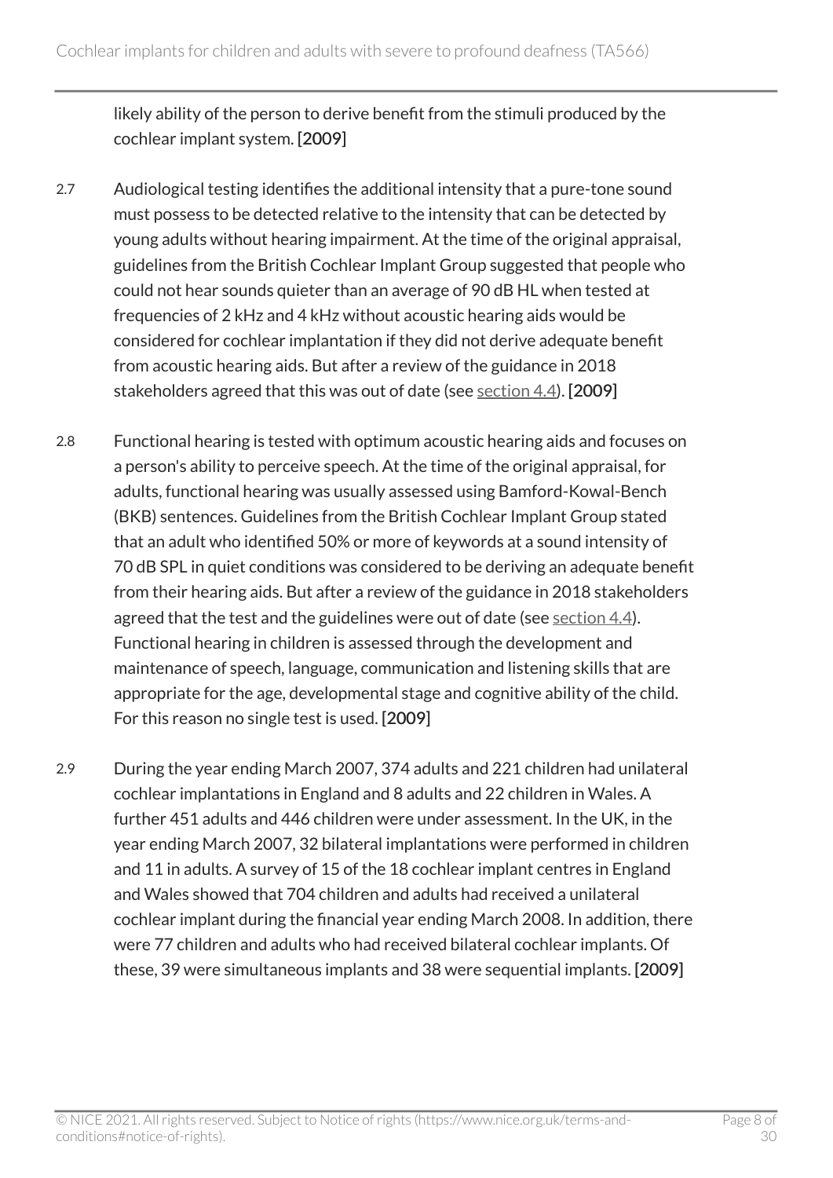likely ability of the person to derive benefit from the stimuli produced by the cochlear implant system. [2009]

2.7 Audiological testing identifies the additional intensity that a pure-tone sound must possess to be detected relative to the intensity that can be detected by young adults without hearing impairment. At the time of the original appraisal, guidelines from the British Cochlear Implant Group suggested that people who could not hear sounds quieter than an average of 90 dB HL when tested at frequencies of 2 kHz and 4 kHz without acoustic hearing aids would be considered for cochlear implantation if they did not derive adequate benefit from acoustic hearing aids. But after a review of the guidance in 2018 stakeholders agreed that this was out of date (see section 4.4). [2009]

2.8 Functional hearing is tested with optimum acoustic hearing aids and focuses on a person's ability to perceive speech. At the time of the original appraisal, for adults, functional hearing was usually assessed using Bamford-Kowal-Bench (BKB) sentences. Guidelines from the British Cochlear Implant Group stated that an adult who identified 50% or more of keywords at a sound intensity of 70 dB SPL in quiet conditions was considered to be deriving an adequate benefit from their hearing aids. But after a review of the guidance in 2018 stakeholders agreed that the test and the guidelines were out of date (see section 4.4). Functional hearing in children is assessed through the development and maintenance of speech, language, communication and listening skills that are appropriate for the age, developmental stage and cognitive ability of the child. For this reason no single test is used. [2009]

2.9 During the year ending March 2007, 374 adults and 221 children had unilateral cochlear implantations in England and 8 adults and 22 children in Wales. A further 451 adults and 446 children were under assessment. In the UK, in the year ending March 2007, 32 bilateral implantations were performed in children and 11 in adults. A survey of 15 of the 18 cochlear implant centres in England and Wales showed that 704 children and adults had received a unilateral cochlear implant during the financial year ending March 2008. In addition, there were 77 children and adults who had received bilateral cochlear implants. Of these, 39 were simultaneous implants and 38 were sequential implants. [2009]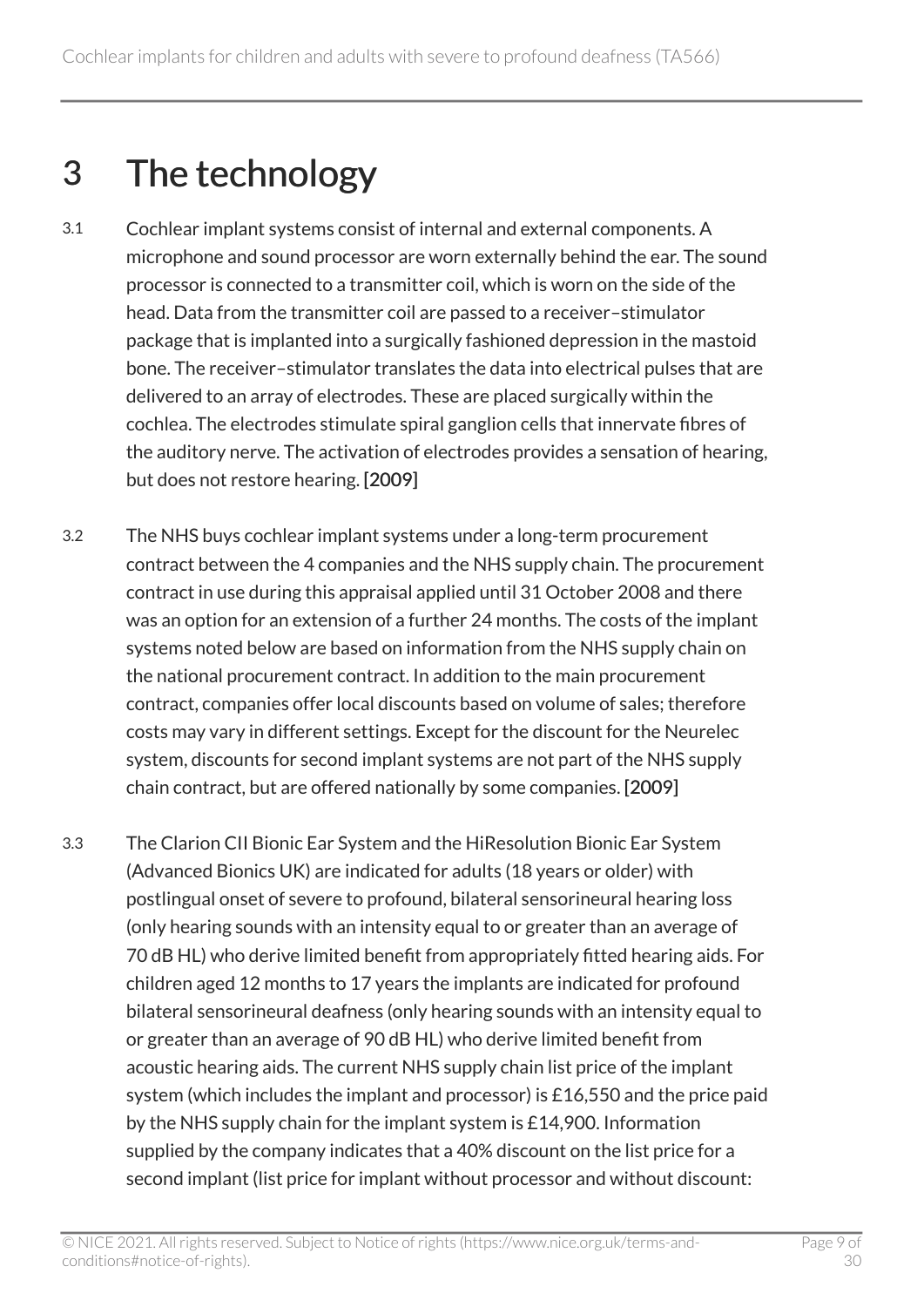# 3 The technology

3.1 Cochlear implant systems consist of internal and external components. A microphone and sound processor are worn externally behind the ear. The sound processor is connected to a transmitter coil, which is worn on the side of the head. Data from the transmitter coil are passed to a receiver–stimulator package that is implanted into a surgically fashioned depression in the mastoid bone. The receiver–stimulator translates the data into electrical pulses that are delivered to an array of electrodes. These are placed surgically within the cochlea. The electrodes stimulate spiral ganglion cells that innervate fibres of the auditory nerve. The activation of electrodes provides a sensation of hearing, but does not restore hearing. **[2009]**

3.2 The NHS buys cochlear implant systems under a long-term procurement contract between the 4 companies and the NHS supply chain. The procurement contract in use during this appraisal applied until 31 October 2008 and there was an option for an extension of a further 24 months. The costs of the implant systems noted below are based on information from the NHS supply chain on the national procurement contract. In addition to the main procurement contract, companies offer local discounts based on volume of sales; therefore costs may vary in different settings. Except for the discount for the Neurelec system, discounts for second implant systems are not part of the NHS supply chain contract, but are offered nationally by some companies. **[2009]**

3.3 The Clarion CII Bionic Ear System and the HiResolution Bionic Ear System (Advanced Bionics UK) are indicated for adults (18 years or older) with postlingual onset of severe to profound, bilateral sensorineural hearing loss (only hearing sounds with an intensity equal to or greater than an average of 70 dB HL) who derive limited benefit from appropriately fitted hearing aids. For children aged 12 months to 17 years the implants are indicated for profound bilateral sensorineural deafness (only hearing sounds with an intensity equal to or greater than an average of 90 dB HL) who derive limited benefit from acoustic hearing aids. The current NHS supply chain list price of the implant system (which includes the implant and processor) is £16,550 and the price paid by the NHS supply chain for the implant system is £14,900. Information supplied by the company indicates that a 40% discount on the list price for a second implant (list price for implant without processor and without discount: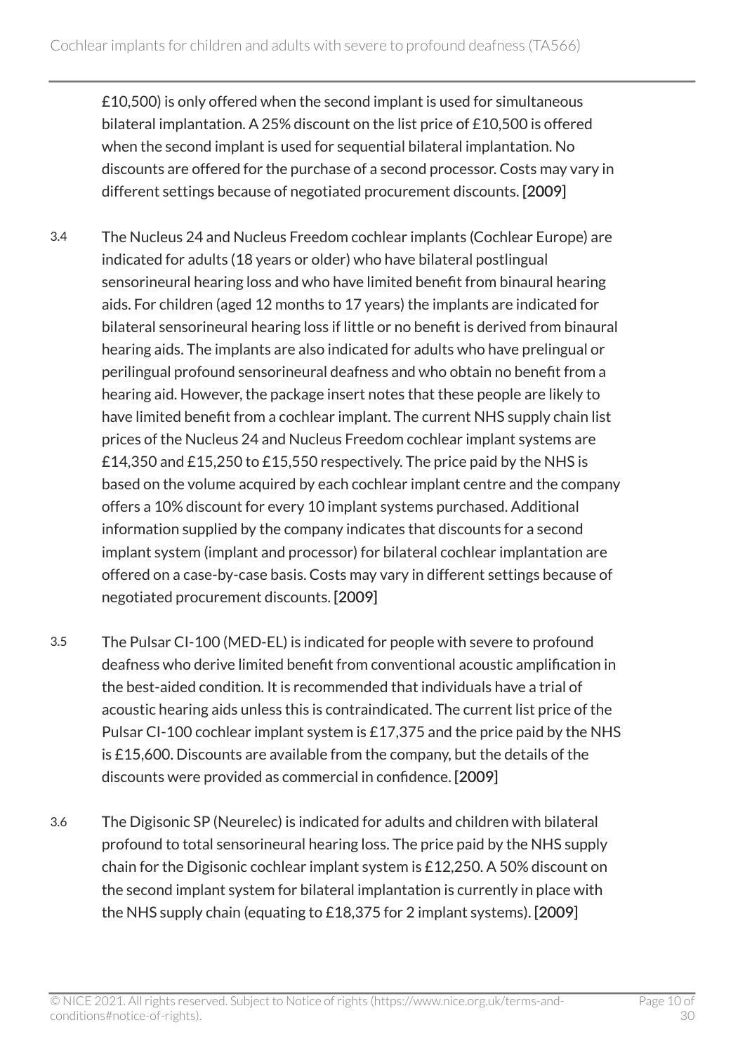£10,500) is only offered when the second implant is used for simultaneous bilateral implantation. A 25% discount on the list price of £10,500 is offered when the second implant is used for sequential bilateral implantation. No discounts are offered for the purchase of a second processor. Costs may vary in different settings because of negotiated procurement discounts. **[2009]**

3.4 The Nucleus 24 and Nucleus Freedom cochlear implants (Cochlear Europe) are indicated for adults (18 years or older) who have bilateral postlingual sensorineural hearing loss and who have limited benefit from binaural hearing aids. For children (aged 12 months to 17 years) the implants are indicated for bilateral sensorineural hearing loss if little or no benefit is derived from binaural hearing aids. The implants are also indicated for adults who have prelingual or perilingual profound sensorineural deafness and who obtain no benefit from a hearing aid. However, the package insert notes that these people are likely to have limited benefit from a cochlear implant. The current NHS supply chain list prices of the Nucleus 24 and Nucleus Freedom cochlear implant systems are £14,350 and £15,250 to £15,550 respectively. The price paid by the NHS is based on the volume acquired by each cochlear implant centre and the company offers a 10% discount for every 10 implant systems purchased. Additional information supplied by the company indicates that discounts for a second implant system (implant and processor) for bilateral cochlear implantation are offered on a case-by-case basis. Costs may vary in different settings because of negotiated procurement discounts. **[2009]**

3.5 The Pulsar CI-100 (MED-EL) is indicated for people with severe to profound deafness who derive limited benefit from conventional acoustic amplification in the best-aided condition. It is recommended that individuals have a trial of acoustic hearing aids unless this is contraindicated. The current list price of the Pulsar CI-100 cochlear implant system is £17,375 and the price paid by the NHS is £15,600. Discounts are available from the company, but the details of the discounts were provided as commercial in confidence. **[2009]**

3.6 The Digisonic SP (Neurelec) is indicated for adults and children with bilateral profound to total sensorineural hearing loss. The price paid by the NHS supply chain for the Digisonic cochlear implant system is £12,250. A 50% discount on the second implant system for bilateral implantation is currently in place with the NHS supply chain (equating to £18,375 for 2 implant systems). **[2009]**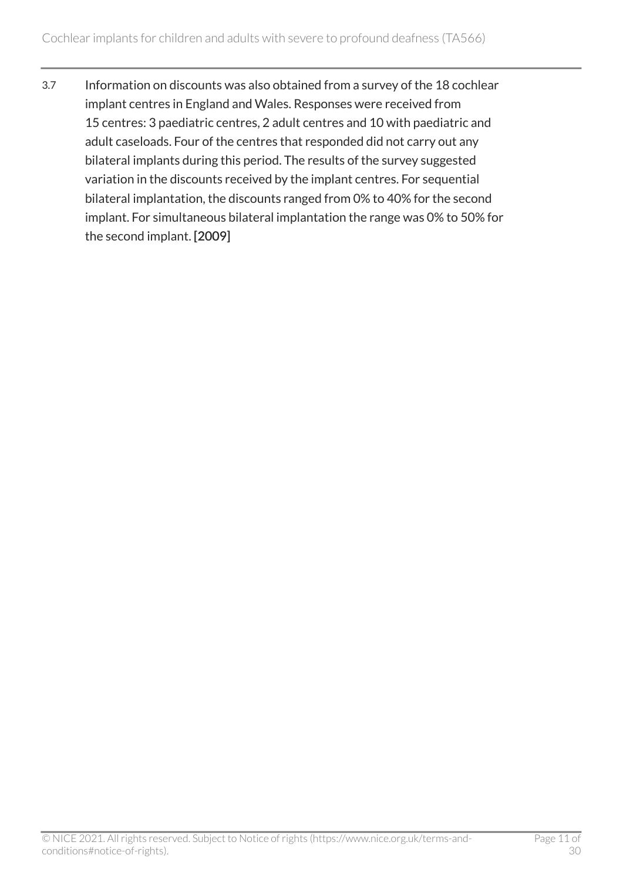3.7 Information on discounts was also obtained from a survey of the 18 cochlear implant centres in England and Wales. Responses were received from 15 centres: 3 paediatric centres, 2 adult centres and 10 with paediatric and adult caseloads. Four of the centres that responded did not carry out any bilateral implants during this period. The results of the survey suggested variation in the discounts received by the implant centres. For sequential bilateral implantation, the discounts ranged from 0% to 40% for the second implant. For simultaneous bilateral implantation the range was 0% to 50% for the second implant. [2009]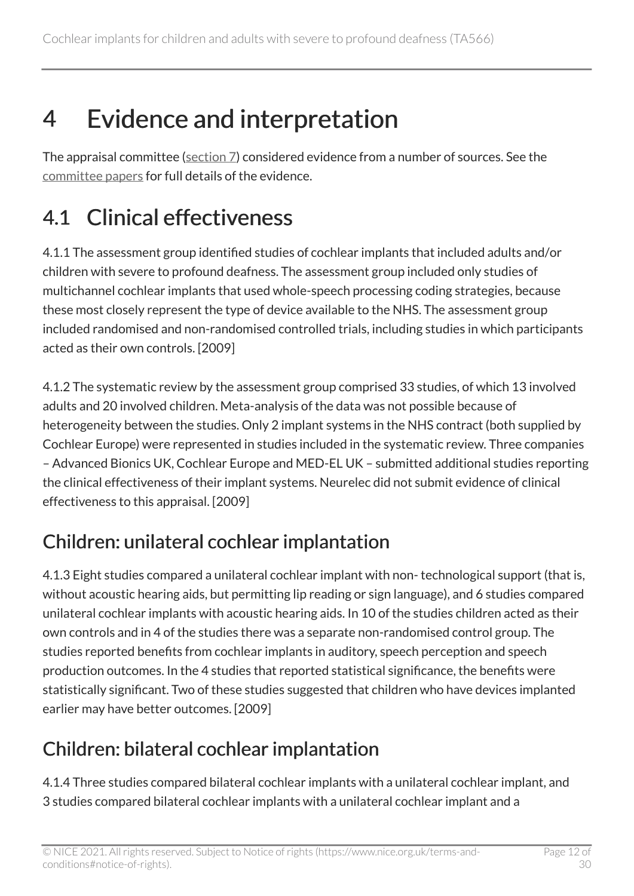# 4 Evidence and interpretation

The appraisal committee (section 7) considered evidence from a number of sources. See the committee papers for full details of the evidence.

## 4.1 Clinical effectiveness

4.1.1 The assessment group identified studies of cochlear implants that included adults and/or children with severe to profound deafness. The assessment group included only studies of multichannel cochlear implants that used whole-speech processing coding strategies, because these most closely represent the type of device available to the NHS. The assessment group included randomised and non-randomised controlled trials, including studies in which participants acted as their own controls. [2009]

4.1.2 The systematic review by the assessment group comprised 33 studies, of which 13 involved adults and 20 involved children. Meta-analysis of the data was not possible because of heterogeneity between the studies. Only 2 implant systems in the NHS contract (both supplied by Cochlear Europe) were represented in studies included in the systematic review. Three companies – Advanced Bionics UK, Cochlear Europe and MED-EL UK – submitted additional studies reporting the clinical effectiveness of their implant systems. Neurelec did not submit evidence of clinical effectiveness to this appraisal. [2009]

### Children: unilateral cochlear implantation

4.1.3 Eight studies compared a unilateral cochlear implant with non- technological support (that is, without acoustic hearing aids, but permitting lip reading or sign language), and 6 studies compared unilateral cochlear implants with acoustic hearing aids. In 10 of the studies children acted as their own controls and in 4 of the studies there was a separate non-randomised control group. The studies reported benefits from cochlear implants in auditory, speech perception and speech production outcomes. In the 4 studies that reported statistical significance, the benefits were statistically significant. Two of these studies suggested that children who have devices implanted earlier may have better outcomes. [2009]

### Children: bilateral cochlear implantation

4.1.4 Three studies compared bilateral cochlear implants with a unilateral cochlear implant, and 3 studies compared bilateral cochlear implants with a unilateral cochlear implant and a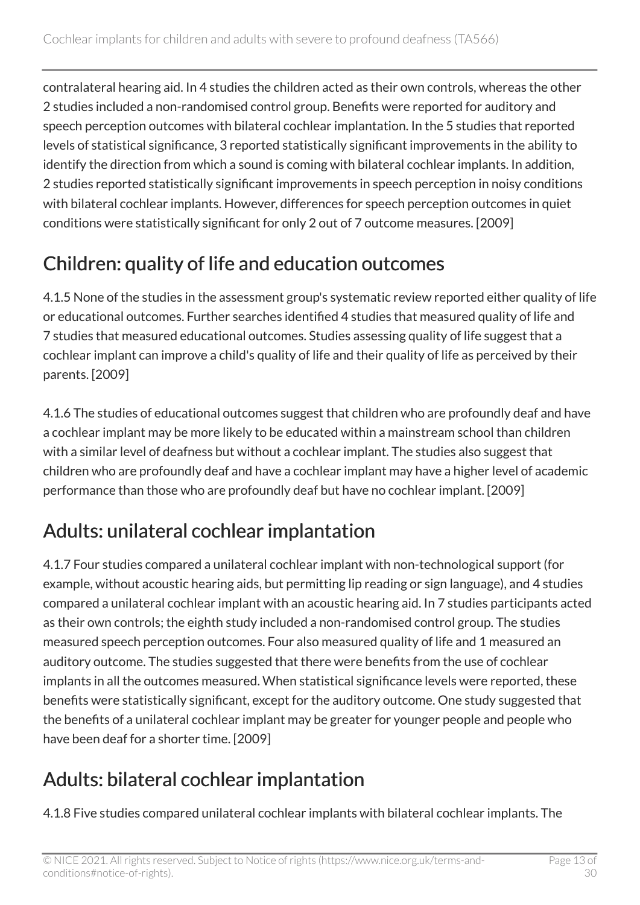contralateral hearing aid. In 4 studies the children acted as their own controls, whereas the other 2 studies included a non-randomised control group. Benefits were reported for auditory and speech perception outcomes with bilateral cochlear implantation. In the 5 studies that reported levels of statistical significance, 3 reported statistically significant improvements in the ability to identify the direction from which a sound is coming with bilateral cochlear implants. In addition, 2 studies reported statistically significant improvements in speech perception in noisy conditions with bilateral cochlear implants. However, differences for speech perception outcomes in quiet conditions were statistically significant for only 2 out of 7 outcome measures. [2009]

## Children: quality of life and education outcomes

4.1.5 None of the studies in the assessment group's systematic review reported either quality of life or educational outcomes. Further searches identified 4 studies that measured quality of life and 7 studies that measured educational outcomes. Studies assessing quality of life suggest that a cochlear implant can improve a child's quality of life and their quality of life as perceived by their parents. [2009]

4.1.6 The studies of educational outcomes suggest that children who are profoundly deaf and have a cochlear implant may be more likely to be educated within a mainstream school than children with a similar level of deafness but without a cochlear implant. The studies also suggest that children who are profoundly deaf and have a cochlear implant may have a higher level of academic performance than those who are profoundly deaf but have no cochlear implant. [2009]

## Adults: unilateral cochlear implantation

4.1.7 Four studies compared a unilateral cochlear implant with non-technological support (for example, without acoustic hearing aids, but permitting lip reading or sign language), and 4 studies compared a unilateral cochlear implant with an acoustic hearing aid. In 7 studies participants acted as their own controls; the eighth study included a non-randomised control group. The studies measured speech perception outcomes. Four also measured quality of life and 1 measured an auditory outcome. The studies suggested that there were benefits from the use of cochlear implants in all the outcomes measured. When statistical significance levels were reported, these benefits were statistically significant, except for the auditory outcome. One study suggested that the benefits of a unilateral cochlear implant may be greater for younger people and people who have been deaf for a shorter time. [2009]

## Adults: bilateral cochlear implantation

4.1.8 Five studies compared unilateral cochlear implants with bilateral cochlear implants. The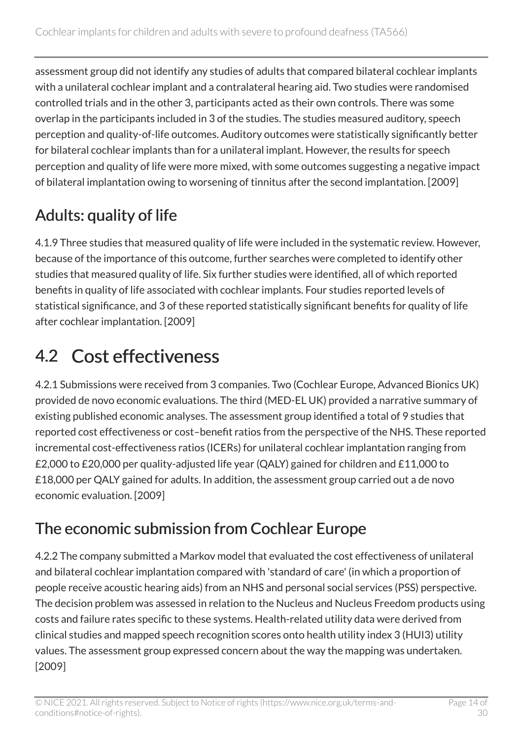assessment group did not identify any studies of adults that compared bilateral cochlear implants with a unilateral cochlear implant and a contralateral hearing aid. Two studies were randomised controlled trials and in the other 3, participants acted as their own controls. There was some overlap in the participants included in 3 of the studies. The studies measured auditory, speech perception and quality-of-life outcomes. Auditory outcomes were statistically significantly better for bilateral cochlear implants than for a unilateral implant. However, the results for speech perception and quality of life were more mixed, with some outcomes suggesting a negative impact of bilateral implantation owing to worsening of tinnitus after the second implantation. [2009]

## Adults: quality of life

4.1.9 Three studies that measured quality of life were included in the systematic review. However, because of the importance of this outcome, further searches were completed to identify other studies that measured quality of life. Six further studies were identified, all of which reported benefits in quality of life associated with cochlear implants. Four studies reported levels of statistical significance, and 3 of these reported statistically significant benefits for quality of life after cochlear implantation. [2009]

# 4.2 Cost effectiveness

4.2.1 Submissions were received from 3 companies. Two (Cochlear Europe, Advanced Bionics UK) provided de novo economic evaluations. The third (MED-EL UK) provided a narrative summary of existing published economic analyses. The assessment group identified a total of 9 studies that reported cost effectiveness or cost–benefit ratios from the perspective of the NHS. These reported incremental cost-effectiveness ratios (ICERs) for unilateral cochlear implantation ranging from £2,000 to £20,000 per quality-adjusted life year (QALY) gained for children and £11,000 to £18,000 per QALY gained for adults. In addition, the assessment group carried out a de novo economic evaluation. [2009]

## The economic submission from Cochlear Europe

4.2.2 The company submitted a Markov model that evaluated the cost effectiveness of unilateral and bilateral cochlear implantation compared with 'standard of care' (in which a proportion of people receive acoustic hearing aids) from an NHS and personal social services (PSS) perspective. The decision problem was assessed in relation to the Nucleus and Nucleus Freedom products using costs and failure rates specific to these systems. Health-related utility data were derived from clinical studies and mapped speech recognition scores onto health utility index 3 (HUI3) utility values. The assessment group expressed concern about the way the mapping was undertaken. [2009]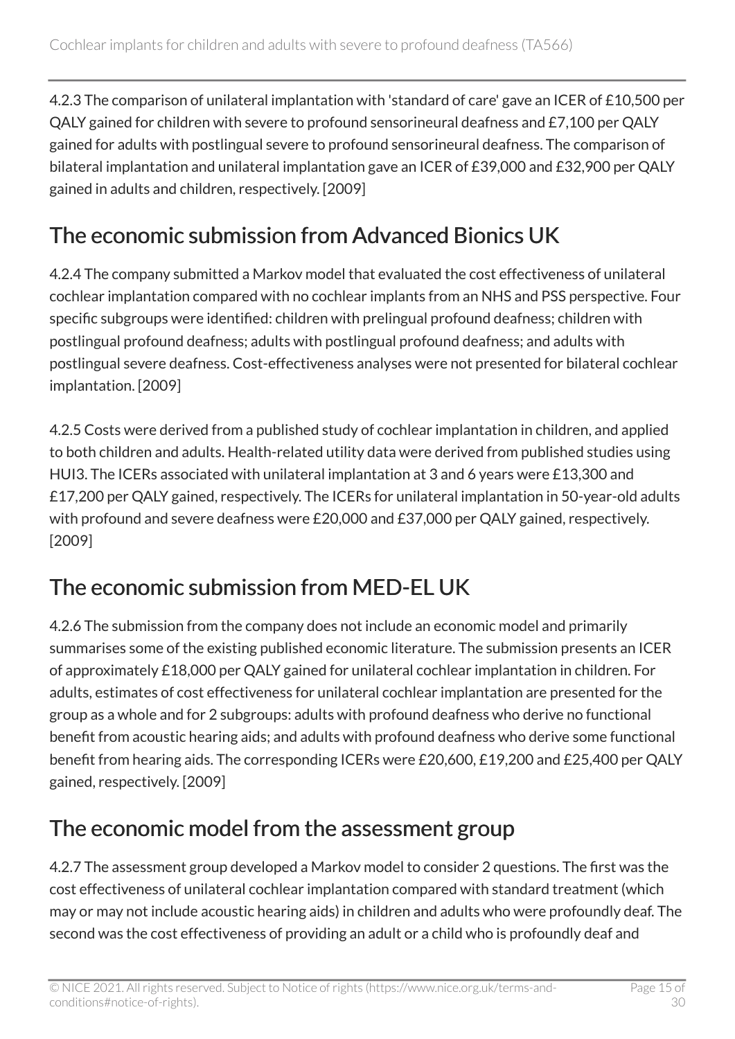4.2.3 The comparison of unilateral implantation with 'standard of care' gave an ICER of £10,500 per QALY gained for children with severe to profound sensorineural deafness and £7,100 per QALY gained for adults with postlingual severe to profound sensorineural deafness. The comparison of bilateral implantation and unilateral implantation gave an ICER of £39,000 and £32,900 per QALY gained in adults and children, respectively. [2009]

## The economic submission from Advanced Bionics UK

4.2.4 The company submitted a Markov model that evaluated the cost effectiveness of unilateral cochlear implantation compared with no cochlear implants from an NHS and PSS perspective. Four specific subgroups were identified: children with prelingual profound deafness; children with postlingual profound deafness; adults with postlingual profound deafness; and adults with postlingual severe deafness. Cost-effectiveness analyses were not presented for bilateral cochlear implantation. [2009]

4.2.5 Costs were derived from a published study of cochlear implantation in children, and applied to both children and adults. Health-related utility data were derived from published studies using HUI3. The ICERs associated with unilateral implantation at 3 and 6 years were £13,300 and £17,200 per QALY gained, respectively. The ICERs for unilateral implantation in 50-year-old adults with profound and severe deafness were £20,000 and £37,000 per QALY gained, respectively. [2009]

## The economic submission from MED-EL UK

4.2.6 The submission from the company does not include an economic model and primarily summarises some of the existing published economic literature. The submission presents an ICER of approximately £18,000 per QALY gained for unilateral cochlear implantation in children. For adults, estimates of cost effectiveness for unilateral cochlear implantation are presented for the group as a whole and for 2 subgroups: adults with profound deafness who derive no functional benefit from acoustic hearing aids; and adults with profound deafness who derive some functional benefit from hearing aids. The corresponding ICERs were £20,600, £19,200 and £25,400 per QALY gained, respectively. [2009]

## The economic model from the assessment group

4.2.7 The assessment group developed a Markov model to consider 2 questions. The first was the cost effectiveness of unilateral cochlear implantation compared with standard treatment (which may or may not include acoustic hearing aids) in children and adults who were profoundly deaf. The second was the cost effectiveness of providing an adult or a child who is profoundly deaf and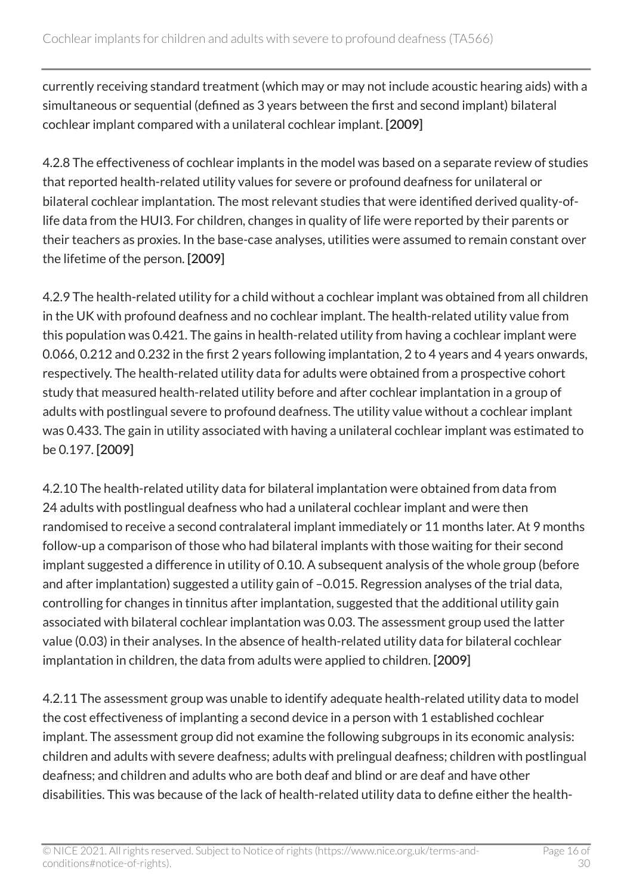currently receiving standard treatment (which may or may not include acoustic hearing aids) with a simultaneous or sequential (defined as 3 years between the first and second implant) bilateral cochlear implant compared with a unilateral cochlear implant. **[2009]**

4.2.8 The effectiveness of cochlear implants in the model was based on a separate review of studies that reported health-related utility values for severe or profound deafness for unilateral or bilateral cochlear implantation. The most relevant studies that were identified derived quality-of-life data from the HUI3. For children, changes in quality of life were reported by their parents or their teachers as proxies. In the base-case analyses, utilities were assumed to remain constant over the lifetime of the person. **[2009]**

4.2.9 The health-related utility for a child without a cochlear implant was obtained from all children in the UK with profound deafness and no cochlear implant. The health-related utility value from this population was 0.421. The gains in health-related utility from having a cochlear implant were 0.066, 0.212 and 0.232 in the first 2 years following implantation, 2 to 4 years and 4 years onwards, respectively. The health-related utility data for adults were obtained from a prospective cohort study that measured health-related utility before and after cochlear implantation in a group of adults with postlingual severe to profound deafness. The utility value without a cochlear implant was 0.433. The gain in utility associated with having a unilateral cochlear implant was estimated to be 0.197. **[2009]**

4.2.10 The health-related utility data for bilateral implantation were obtained from data from 24 adults with postlingual deafness who had a unilateral cochlear implant and were then randomised to receive a second contralateral implant immediately or 11 months later. At 9 months follow-up a comparison of those who had bilateral implants with those waiting for their second implant suggested a difference in utility of 0.10. A subsequent analysis of the whole group (before and after implantation) suggested a utility gain of –0.015. Regression analyses of the trial data, controlling for changes in tinnitus after implantation, suggested that the additional utility gain associated with bilateral cochlear implantation was 0.03. The assessment group used the latter value (0.03) in their analyses. In the absence of health-related utility data for bilateral cochlear implantation in children, the data from adults were applied to children. **[2009]**

4.2.11 The assessment group was unable to identify adequate health-related utility data to model the cost effectiveness of implanting a second device in a person with 1 established cochlear implant. The assessment group did not examine the following subgroups in its economic analysis: children and adults with severe deafness; adults with prelingual deafness; children with postlingual deafness; and children and adults who are both deaf and blind or are deaf and have other disabilities. This was because of the lack of health-related utility data to define either the health-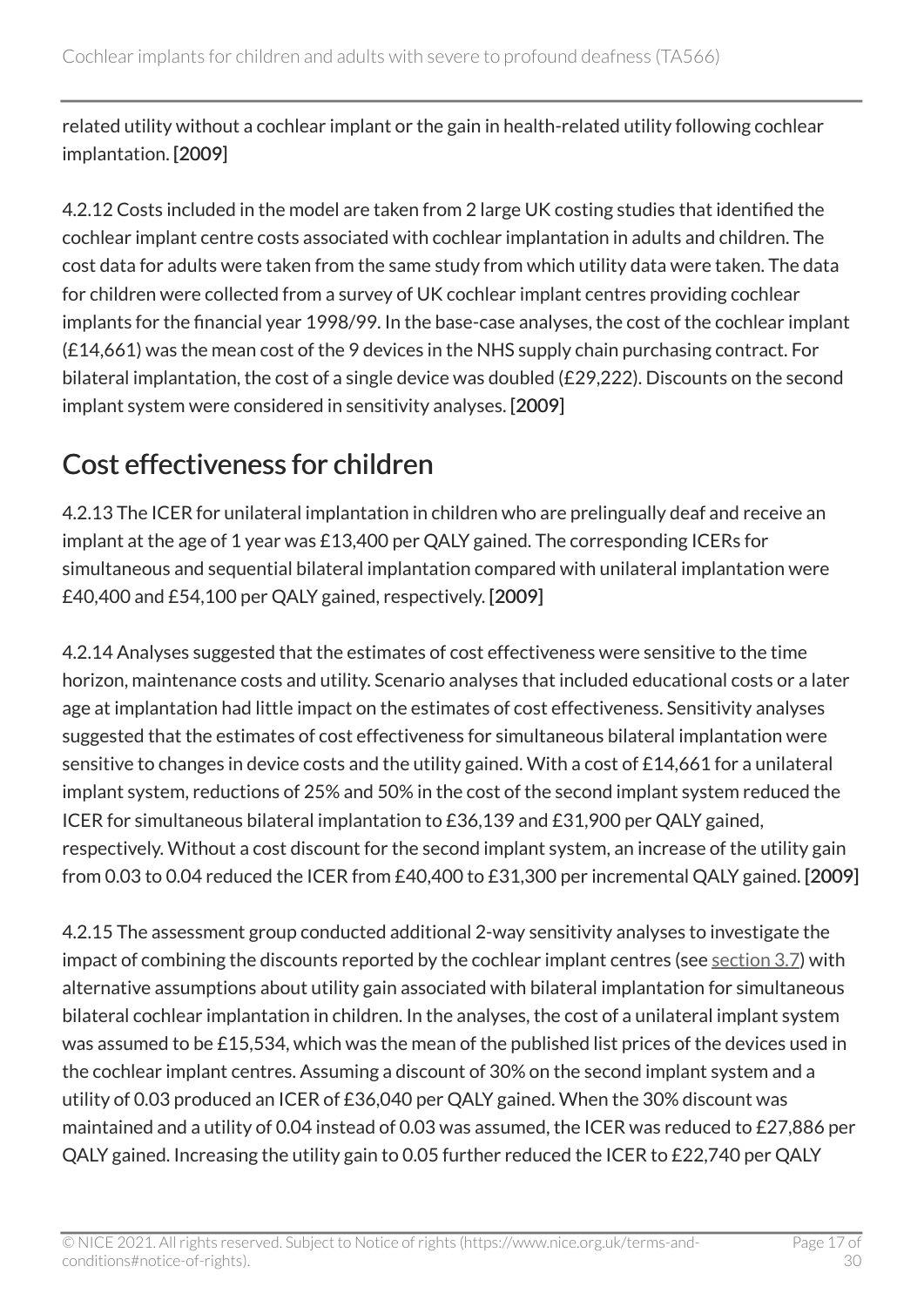related utility without a cochlear implant or the gain in health-related utility following cochlear implantation. **[2009]**

4.2.12 Costs included in the model are taken from 2 large UK costing studies that identified the cochlear implant centre costs associated with cochlear implantation in adults and children. The cost data for adults were taken from the same study from which utility data were taken. The data for children were collected from a survey of UK cochlear implant centres providing cochlear implants for the financial year 1998/99. In the base-case analyses, the cost of the cochlear implant (£14,661) was the mean cost of the 9 devices in the NHS supply chain purchasing contract. For bilateral implantation, the cost of a single device was doubled (£29,222). Discounts on the second implant system were considered in sensitivity analyses. **[2009]**

## Cost effectiveness for children

4.2.13 The ICER for unilateral implantation in children who are prelingually deaf and receive an implant at the age of 1 year was £13,400 per QALY gained. The corresponding ICERs for simultaneous and sequential bilateral implantation compared with unilateral implantation were £40,400 and £54,100 per QALY gained, respectively. **[2009]**

4.2.14 Analyses suggested that the estimates of cost effectiveness were sensitive to the time horizon, maintenance costs and utility. Scenario analyses that included educational costs or a later age at implantation had little impact on the estimates of cost effectiveness. Sensitivity analyses suggested that the estimates of cost effectiveness for simultaneous bilateral implantation were sensitive to changes in device costs and the utility gained. With a cost of £14,661 for a unilateral implant system, reductions of 25% and 50% in the cost of the second implant system reduced the ICER for simultaneous bilateral implantation to £36,139 and £31,900 per QALY gained, respectively. Without a cost discount for the second implant system, an increase of the utility gain from 0.03 to 0.04 reduced the ICER from £40,400 to £31,300 per incremental QALY gained. **[2009]**

4.2.15 The assessment group conducted additional 2-way sensitivity analyses to investigate the impact of combining the discounts reported by the cochlear implant centres (see section 3.7) with alternative assumptions about utility gain associated with bilateral implantation for simultaneous bilateral cochlear implantation in children. In the analyses, the cost of a unilateral implant system was assumed to be £15,534, which was the mean of the published list prices of the devices used in the cochlear implant centres. Assuming a discount of 30% on the second implant system and a utility of 0.03 produced an ICER of £36,040 per QALY gained. When the 30% discount was maintained and a utility of 0.04 instead of 0.03 was assumed, the ICER was reduced to £27,886 per QALY gained. Increasing the utility gain to 0.05 further reduced the ICER to £22,740 per QALY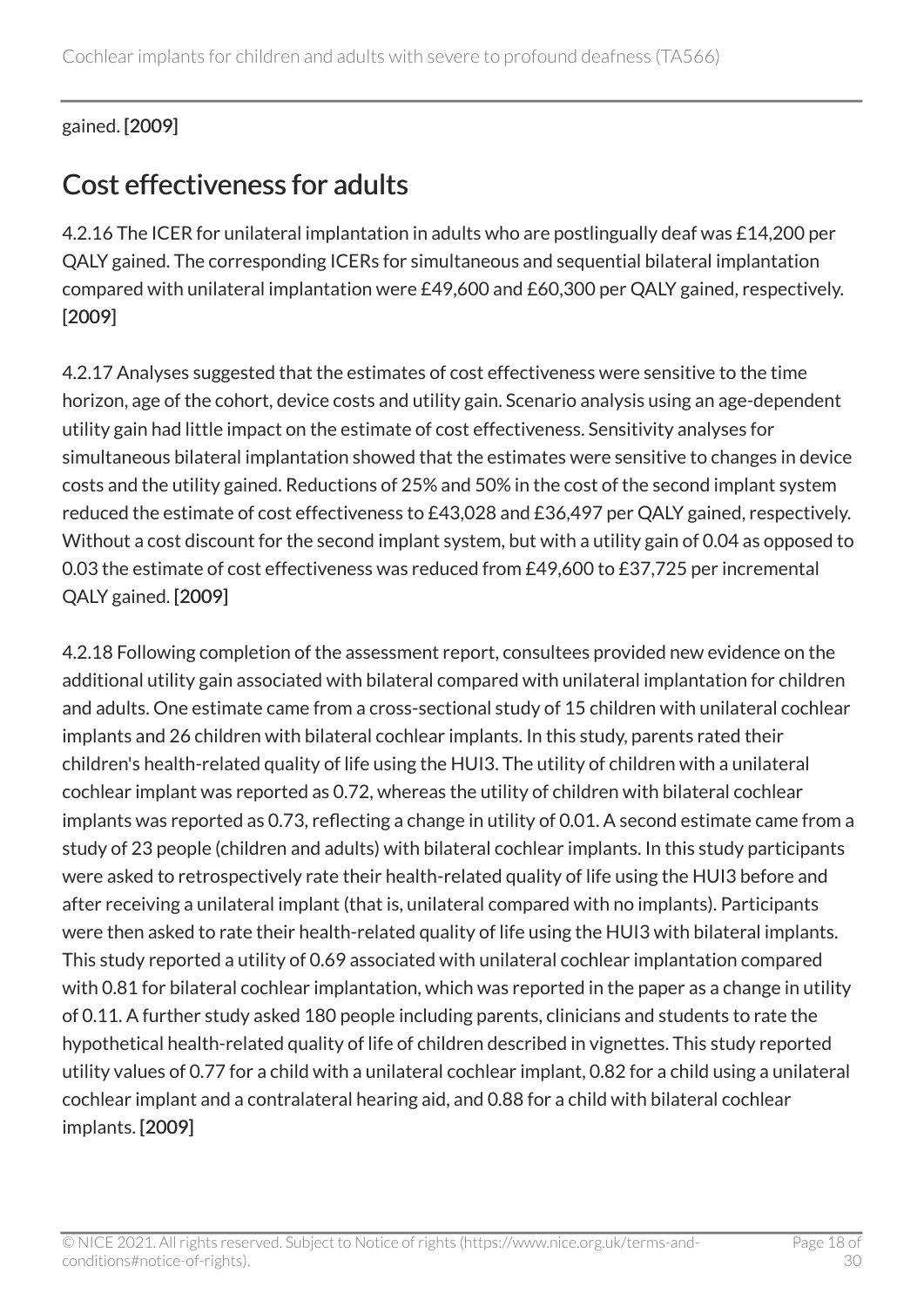gained. [2009]

## Cost effectiveness for adults

4.2.16 The ICER for unilateral implantation in adults who are postlingually deaf was £14,200 per QALY gained. The corresponding ICERs for simultaneous and sequential bilateral implantation compared with unilateral implantation were £49,600 and £60,300 per QALY gained, respectively. [2009]

4.2.17 Analyses suggested that the estimates of cost effectiveness were sensitive to the time horizon, age of the cohort, device costs and utility gain. Scenario analysis using an age-dependent utility gain had little impact on the estimate of cost effectiveness. Sensitivity analyses for simultaneous bilateral implantation showed that the estimates were sensitive to changes in device costs and the utility gained. Reductions of 25% and 50% in the cost of the second implant system reduced the estimate of cost effectiveness to £43,028 and £36,497 per QALY gained, respectively. Without a cost discount for the second implant system, but with a utility gain of 0.04 as opposed to 0.03 the estimate of cost effectiveness was reduced from £49,600 to £37,725 per incremental QALY gained. [2009]

4.2.18 Following completion of the assessment report, consultees provided new evidence on the additional utility gain associated with bilateral compared with unilateral implantation for children and adults. One estimate came from a cross-sectional study of 15 children with unilateral cochlear implants and 26 children with bilateral cochlear implants. In this study, parents rated their children's health-related quality of life using the HUI3. The utility of children with a unilateral cochlear implant was reported as 0.72, whereas the utility of children with bilateral cochlear implants was reported as 0.73, reflecting a change in utility of 0.01. A second estimate came from a study of 23 people (children and adults) with bilateral cochlear implants. In this study participants were asked to retrospectively rate their health-related quality of life using the HUI3 before and after receiving a unilateral implant (that is, unilateral compared with no implants). Participants were then asked to rate their health-related quality of life using the HUI3 with bilateral implants. This study reported a utility of 0.69 associated with unilateral cochlear implantation compared with 0.81 for bilateral cochlear implantation, which was reported in the paper as a change in utility of 0.11. A further study asked 180 people including parents, clinicians and students to rate the hypothetical health-related quality of life of children described in vignettes. This study reported utility values of 0.77 for a child with a unilateral cochlear implant, 0.82 for a child using a unilateral cochlear implant and a contralateral hearing aid, and 0.88 for a child with bilateral cochlear implants. [2009]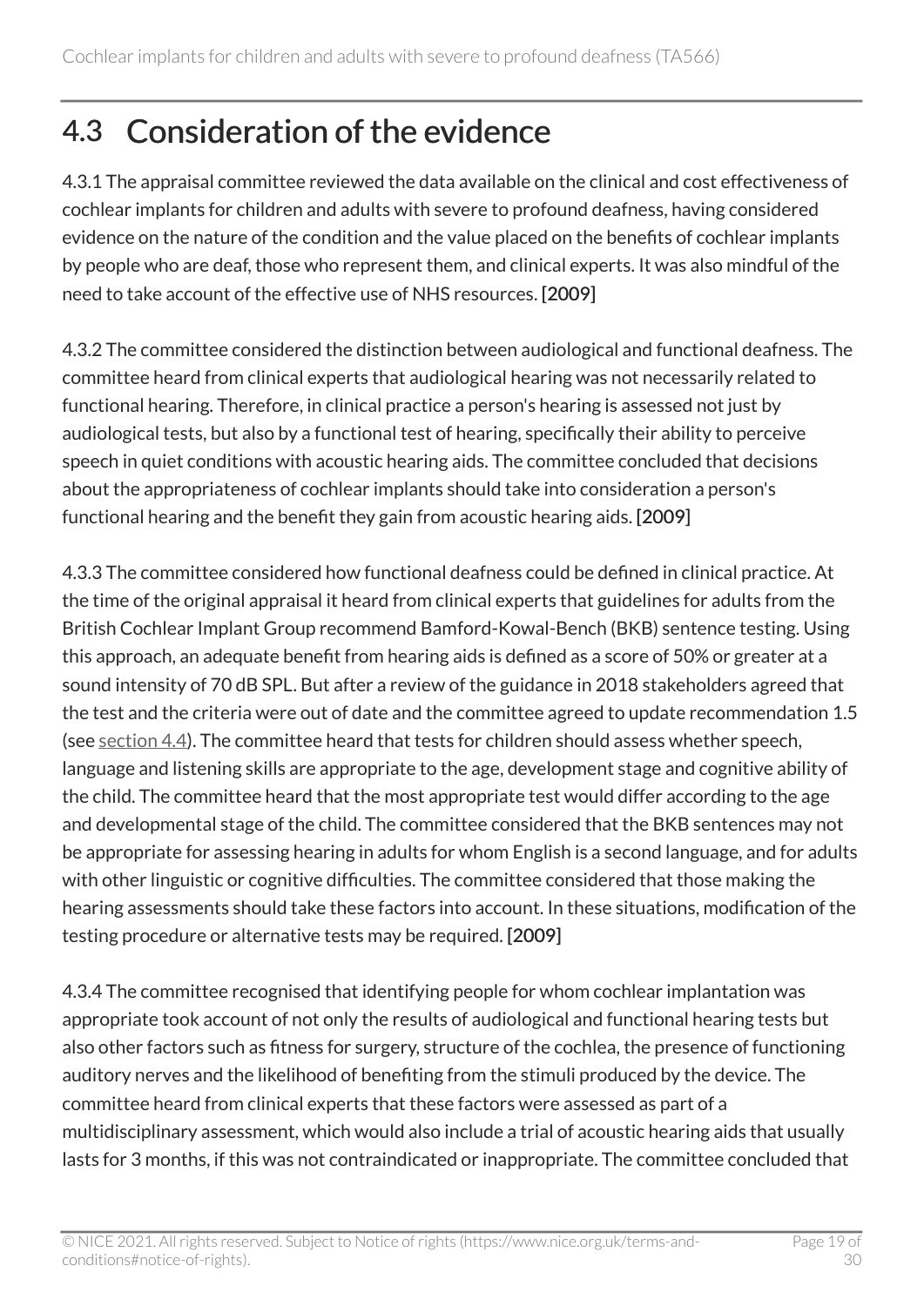## 4.3 Consideration of the evidence

4.3.1 The appraisal committee reviewed the data available on the clinical and cost effectiveness of cochlear implants for children and adults with severe to profound deafness, having considered evidence on the nature of the condition and the value placed on the benefits of cochlear implants by people who are deaf, those who represent them, and clinical experts. It was also mindful of the need to take account of the effective use of NHS resources. [2009]

4.3.2 The committee considered the distinction between audiological and functional deafness. The committee heard from clinical experts that audiological hearing was not necessarily related to functional hearing. Therefore, in clinical practice a person's hearing is assessed not just by audiological tests, but also by a functional test of hearing, specifically their ability to perceive speech in quiet conditions with acoustic hearing aids. The committee concluded that decisions about the appropriateness of cochlear implants should take into consideration a person's functional hearing and the benefit they gain from acoustic hearing aids. [2009]

4.3.3 The committee considered how functional deafness could be defined in clinical practice. At the time of the original appraisal it heard from clinical experts that guidelines for adults from the British Cochlear Implant Group recommend Bamford-Kowal-Bench (BKB) sentence testing. Using this approach, an adequate benefit from hearing aids is defined as a score of 50% or greater at a sound intensity of 70 dB SPL. But after a review of the guidance in 2018 stakeholders agreed that the test and the criteria were out of date and the committee agreed to update recommendation 1.5 (see section 4.4). The committee heard that tests for children should assess whether speech, language and listening skills are appropriate to the age, development stage and cognitive ability of the child. The committee heard that the most appropriate test would differ according to the age and developmental stage of the child. The committee considered that the BKB sentences may not be appropriate for assessing hearing in adults for whom English is a second language, and for adults with other linguistic or cognitive difficulties. The committee considered that those making the hearing assessments should take these factors into account. In these situations, modification of the testing procedure or alternative tests may be required. [2009]

4.3.4 The committee recognised that identifying people for whom cochlear implantation was appropriate took account of not only the results of audiological and functional hearing tests but also other factors such as fitness for surgery, structure of the cochlea, the presence of functioning auditory nerves and the likelihood of benefiting from the stimuli produced by the device. The committee heard from clinical experts that these factors were assessed as part of a multidisciplinary assessment, which would also include a trial of acoustic hearing aids that usually lasts for 3 months, if this was not contraindicated or inappropriate. The committee concluded that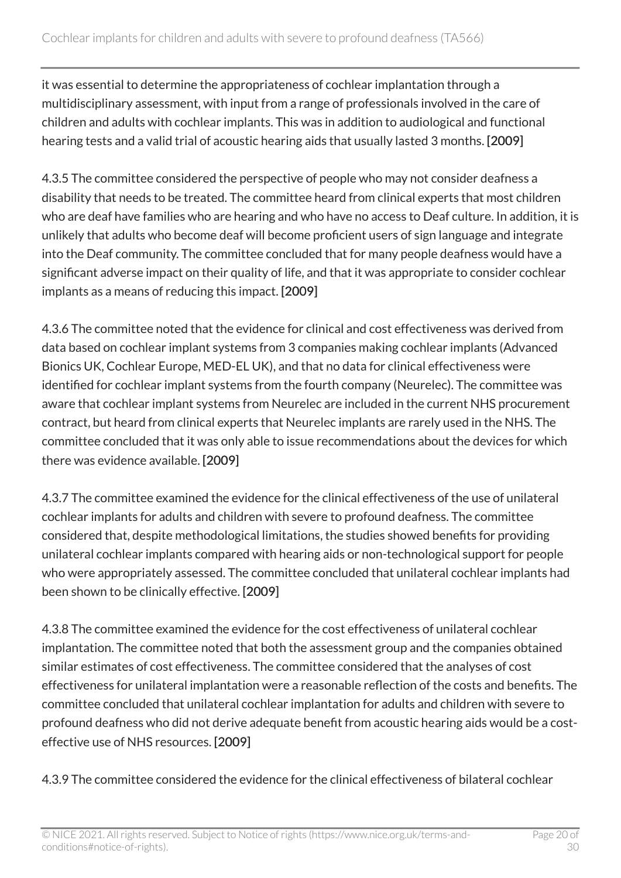it was essential to determine the appropriateness of cochlear implantation through a multidisciplinary assessment, with input from a range of professionals involved in the care of children and adults with cochlear implants. This was in addition to audiological and functional hearing tests and a valid trial of acoustic hearing aids that usually lasted 3 months. [2009]

4.3.5 The committee considered the perspective of people who may not consider deafness a disability that needs to be treated. The committee heard from clinical experts that most children who are deaf have families who are hearing and who have no access to Deaf culture. In addition, it is unlikely that adults who become deaf will become proficient users of sign language and integrate into the Deaf community. The committee concluded that for many people deafness would have a significant adverse impact on their quality of life, and that it was appropriate to consider cochlear implants as a means of reducing this impact. [2009]

4.3.6 The committee noted that the evidence for clinical and cost effectiveness was derived from data based on cochlear implant systems from 3 companies making cochlear implants (Advanced Bionics UK, Cochlear Europe, MED-EL UK), and that no data for clinical effectiveness were identified for cochlear implant systems from the fourth company (Neurelec). The committee was aware that cochlear implant systems from Neurelec are included in the current NHS procurement contract, but heard from clinical experts that Neurelec implants are rarely used in the NHS. The committee concluded that it was only able to issue recommendations about the devices for which there was evidence available. [2009]

4.3.7 The committee examined the evidence for the clinical effectiveness of the use of unilateral cochlear implants for adults and children with severe to profound deafness. The committee considered that, despite methodological limitations, the studies showed benefits for providing unilateral cochlear implants compared with hearing aids or non-technological support for people who were appropriately assessed. The committee concluded that unilateral cochlear implants had been shown to be clinically effective. [2009]

4.3.8 The committee examined the evidence for the cost effectiveness of unilateral cochlear implantation. The committee noted that both the assessment group and the companies obtained similar estimates of cost effectiveness. The committee considered that the analyses of cost effectiveness for unilateral implantation were a reasonable reflection of the costs and benefits. The committee concluded that unilateral cochlear implantation for adults and children with severe to profound deafness who did not derive adequate benefit from acoustic hearing aids would be a cost-effective use of NHS resources. [2009]

4.3.9 The committee considered the evidence for the clinical effectiveness of bilateral cochlear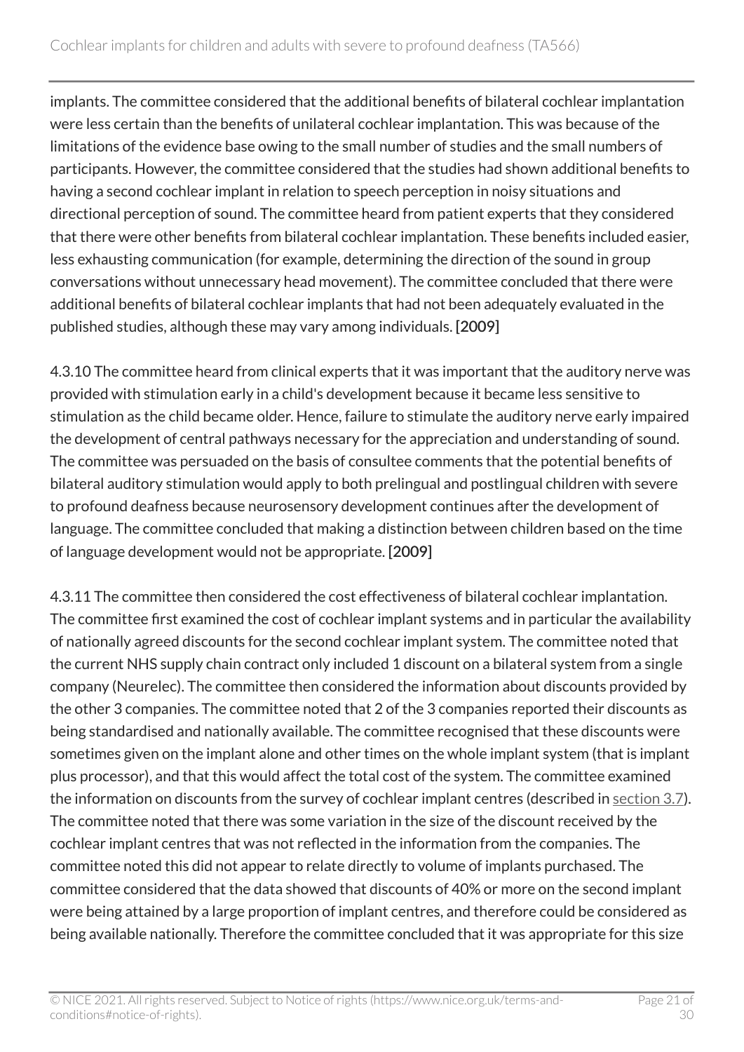implants. The committee considered that the additional benefits of bilateral cochlear implantation were less certain than the benefits of unilateral cochlear implantation. This was because of the limitations of the evidence base owing to the small number of studies and the small numbers of participants. However, the committee considered that the studies had shown additional benefits to having a second cochlear implant in relation to speech perception in noisy situations and directional perception of sound. The committee heard from patient experts that they considered that there were other benefits from bilateral cochlear implantation. These benefits included easier, less exhausting communication (for example, determining the direction of the sound in group conversations without unnecessary head movement). The committee concluded that there were additional benefits of bilateral cochlear implants that had not been adequately evaluated in the published studies, although these may vary among individuals. **[2009]**

4.3.10 The committee heard from clinical experts that it was important that the auditory nerve was provided with stimulation early in a child's development because it became less sensitive to stimulation as the child became older. Hence, failure to stimulate the auditory nerve early impaired the development of central pathways necessary for the appreciation and understanding of sound. The committee was persuaded on the basis of consultee comments that the potential benefits of bilateral auditory stimulation would apply to both prelingual and postlingual children with severe to profound deafness because neurosensory development continues after the development of language. The committee concluded that making a distinction between children based on the time of language development would not be appropriate. **[2009]**

4.3.11 The committee then considered the cost effectiveness of bilateral cochlear implantation. The committee first examined the cost of cochlear implant systems and in particular the availability of nationally agreed discounts for the second cochlear implant system. The committee noted that the current NHS supply chain contract only included 1 discount on a bilateral system from a single company (Neurelec). The committee then considered the information about discounts provided by the other 3 companies. The committee noted that 2 of the 3 companies reported their discounts as being standardised and nationally available. The committee recognised that these discounts were sometimes given on the implant alone and other times on the whole implant system (that is implant plus processor), and that this would affect the total cost of the system. The committee examined the information on discounts from the survey of cochlear implant centres (described in section 3.7). The committee noted that there was some variation in the size of the discount received by the cochlear implant centres that was not reflected in the information from the companies. The committee noted this did not appear to relate directly to volume of implants purchased. The committee considered that the data showed that discounts of 40% or more on the second implant were being attained by a large proportion of implant centres, and therefore could be considered as being available nationally. Therefore the committee concluded that it was appropriate for this size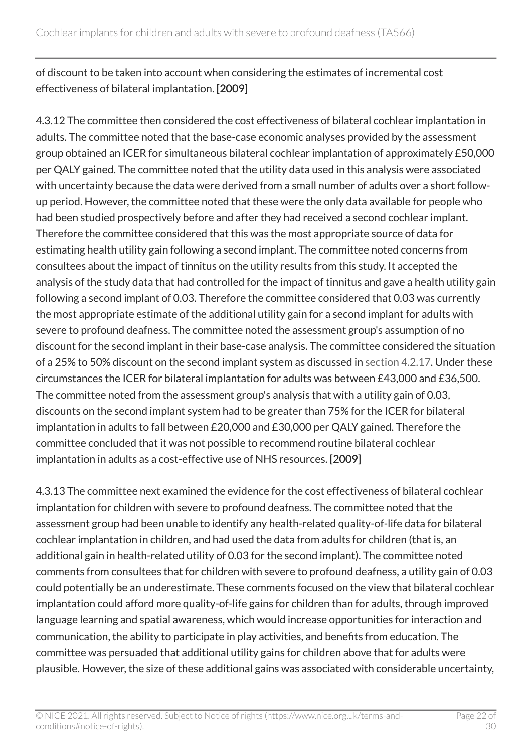of discount to be taken into account when considering the estimates of incremental cost effectiveness of bilateral implantation. [2009]

4.3.12 The committee then considered the cost effectiveness of bilateral cochlear implantation in adults. The committee noted that the base-case economic analyses provided by the assessment group obtained an ICER for simultaneous bilateral cochlear implantation of approximately £50,000 per QALY gained. The committee noted that the utility data used in this analysis were associated with uncertainty because the data were derived from a small number of adults over a short follow-up period. However, the committee noted that these were the only data available for people who had been studied prospectively before and after they had received a second cochlear implant. Therefore the committee considered that this was the most appropriate source of data for estimating health utility gain following a second implant. The committee noted concerns from consultees about the impact of tinnitus on the utility results from this study. It accepted the analysis of the study data that had controlled for the impact of tinnitus and gave a health utility gain following a second implant of 0.03. Therefore the committee considered that 0.03 was currently the most appropriate estimate of the additional utility gain for a second implant for adults with severe to profound deafness. The committee noted the assessment group's assumption of no discount for the second implant in their base-case analysis. The committee considered the situation of a 25% to 50% discount on the second implant system as discussed in section 4.2.17. Under these circumstances the ICER for bilateral implantation for adults was between £43,000 and £36,500. The committee noted from the assessment group's analysis that with a utility gain of 0.03, discounts on the second implant system had to be greater than 75% for the ICER for bilateral implantation in adults to fall between £20,000 and £30,000 per QALY gained. Therefore the committee concluded that it was not possible to recommend routine bilateral cochlear implantation in adults as a cost-effective use of NHS resources. [2009]

4.3.13 The committee next examined the evidence for the cost effectiveness of bilateral cochlear implantation for children with severe to profound deafness. The committee noted that the assessment group had been unable to identify any health-related quality-of-life data for bilateral cochlear implantation in children, and had used the data from adults for children (that is, an additional gain in health-related utility of 0.03 for the second implant). The committee noted comments from consultees that for children with severe to profound deafness, a utility gain of 0.03 could potentially be an underestimate. These comments focused on the view that bilateral cochlear implantation could afford more quality-of-life gains for children than for adults, through improved language learning and spatial awareness, which would increase opportunities for interaction and communication, the ability to participate in play activities, and benefits from education. The committee was persuaded that additional utility gains for children above that for adults were plausible. However, the size of these additional gains was associated with considerable uncertainty,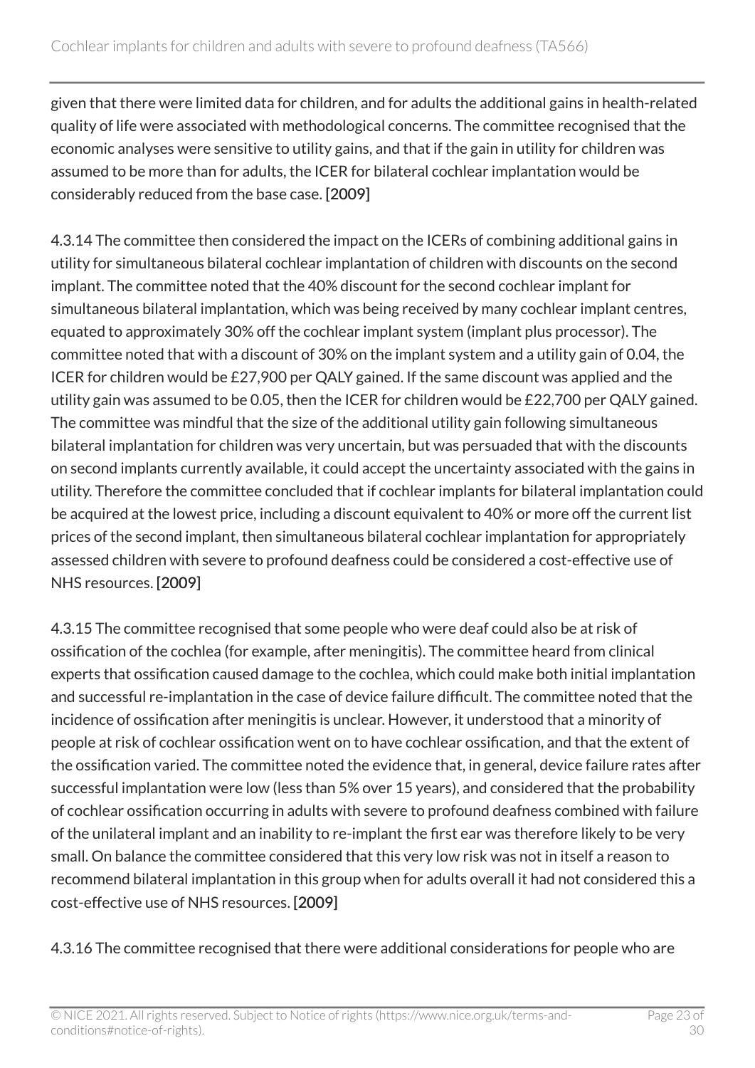given that there were limited data for children, and for adults the additional gains in health-related quality of life were associated with methodological concerns. The committee recognised that the economic analyses were sensitive to utility gains, and that if the gain in utility for children was assumed to be more than for adults, the ICER for bilateral cochlear implantation would be considerably reduced from the base case. [2009]

4.3.14 The committee then considered the impact on the ICERs of combining additional gains in utility for simultaneous bilateral cochlear implantation of children with discounts on the second implant. The committee noted that the 40% discount for the second cochlear implant for simultaneous bilateral implantation, which was being received by many cochlear implant centres, equated to approximately 30% off the cochlear implant system (implant plus processor). The committee noted that with a discount of 30% on the implant system and a utility gain of 0.04, the ICER for children would be £27,900 per QALY gained. If the same discount was applied and the utility gain was assumed to be 0.05, then the ICER for children would be £22,700 per QALY gained. The committee was mindful that the size of the additional utility gain following simultaneous bilateral implantation for children was very uncertain, but was persuaded that with the discounts on second implants currently available, it could accept the uncertainty associated with the gains in utility. Therefore the committee concluded that if cochlear implants for bilateral implantation could be acquired at the lowest price, including a discount equivalent to 40% or more off the current list prices of the second implant, then simultaneous bilateral cochlear implantation for appropriately assessed children with severe to profound deafness could be considered a cost-effective use of NHS resources. [2009]

4.3.15 The committee recognised that some people who were deaf could also be at risk of ossification of the cochlea (for example, after meningitis). The committee heard from clinical experts that ossification caused damage to the cochlea, which could make both initial implantation and successful re-implantation in the case of device failure difficult. The committee noted that the incidence of ossification after meningitis is unclear. However, it understood that a minority of people at risk of cochlear ossification went on to have cochlear ossification, and that the extent of the ossification varied. The committee noted the evidence that, in general, device failure rates after successful implantation were low (less than 5% over 15 years), and considered that the probability of cochlear ossification occurring in adults with severe to profound deafness combined with failure of the unilateral implant and an inability to re-implant the first ear was therefore likely to be very small. On balance the committee considered that this very low risk was not in itself a reason to recommend bilateral implantation in this group when for adults overall it had not considered this a cost-effective use of NHS resources. [2009]

4.3.16 The committee recognised that there were additional considerations for people who are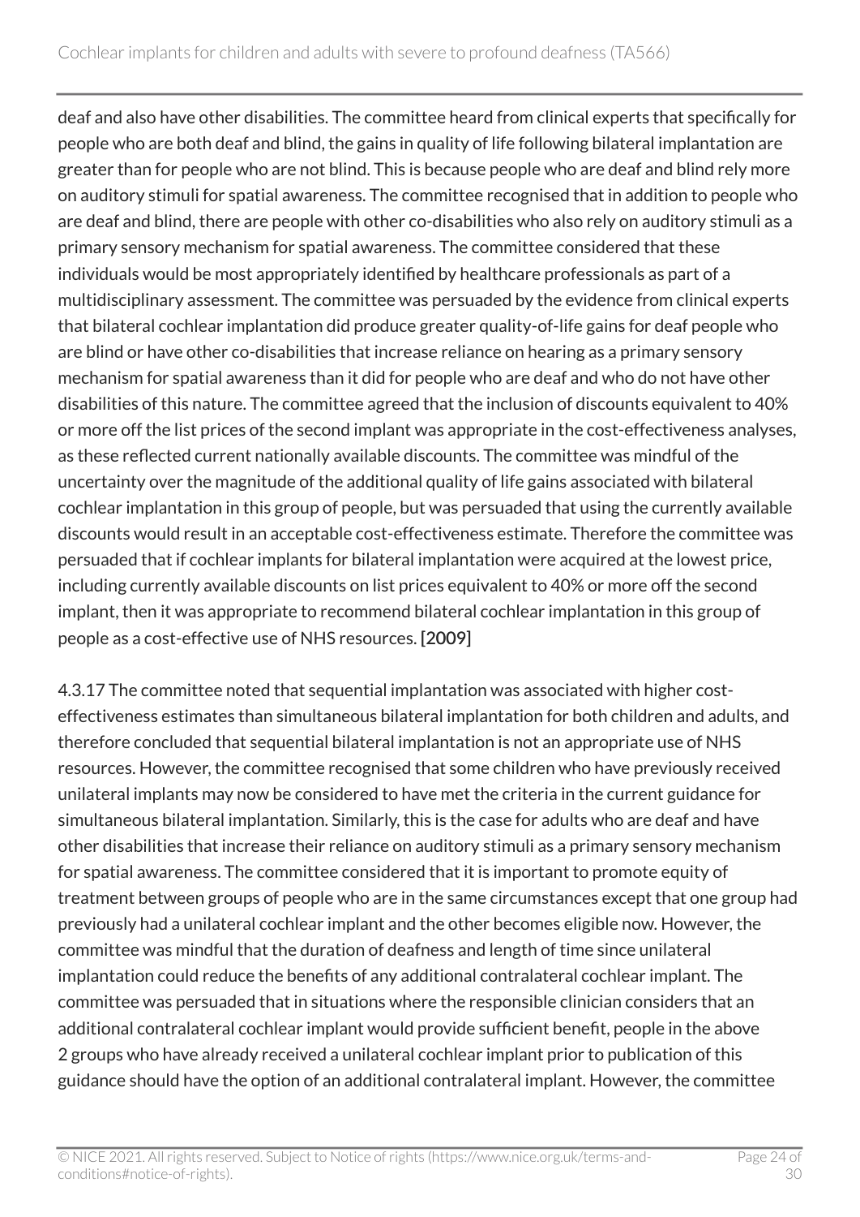deaf and also have other disabilities. The committee heard from clinical experts that specifically for people who are both deaf and blind, the gains in quality of life following bilateral implantation are greater than for people who are not blind. This is because people who are deaf and blind rely more on auditory stimuli for spatial awareness. The committee recognised that in addition to people who are deaf and blind, there are people with other co-disabilities who also rely on auditory stimuli as a primary sensory mechanism for spatial awareness. The committee considered that these individuals would be most appropriately identified by healthcare professionals as part of a multidisciplinary assessment. The committee was persuaded by the evidence from clinical experts that bilateral cochlear implantation did produce greater quality-of-life gains for deaf people who are blind or have other co-disabilities that increase reliance on hearing as a primary sensory mechanism for spatial awareness than it did for people who are deaf and who do not have other disabilities of this nature. The committee agreed that the inclusion of discounts equivalent to 40% or more off the list prices of the second implant was appropriate in the cost-effectiveness analyses, as these reflected current nationally available discounts. The committee was mindful of the uncertainty over the magnitude of the additional quality of life gains associated with bilateral cochlear implantation in this group of people, but was persuaded that using the currently available discounts would result in an acceptable cost-effectiveness estimate. Therefore the committee was persuaded that if cochlear implants for bilateral implantation were acquired at the lowest price, including currently available discounts on list prices equivalent to 40% or more off the second implant, then it was appropriate to recommend bilateral cochlear implantation in this group of people as a cost-effective use of NHS resources. **[2009]**

4.3.17 The committee noted that sequential implantation was associated with higher cost-effectiveness estimates than simultaneous bilateral implantation for both children and adults, and therefore concluded that sequential bilateral implantation is not an appropriate use of NHS resources. However, the committee recognised that some children who have previously received unilateral implants may now be considered to have met the criteria in the current guidance for simultaneous bilateral implantation. Similarly, this is the case for adults who are deaf and have other disabilities that increase their reliance on auditory stimuli as a primary sensory mechanism for spatial awareness. The committee considered that it is important to promote equity of treatment between groups of people who are in the same circumstances except that one group had previously had a unilateral cochlear implant and the other becomes eligible now. However, the committee was mindful that the duration of deafness and length of time since unilateral implantation could reduce the benefits of any additional contralateral cochlear implant. The committee was persuaded that in situations where the responsible clinician considers that an additional contralateral cochlear implant would provide sufficient benefit, people in the above 2 groups who have already received a unilateral cochlear implant prior to publication of this guidance should have the option of an additional contralateral implant. However, the committee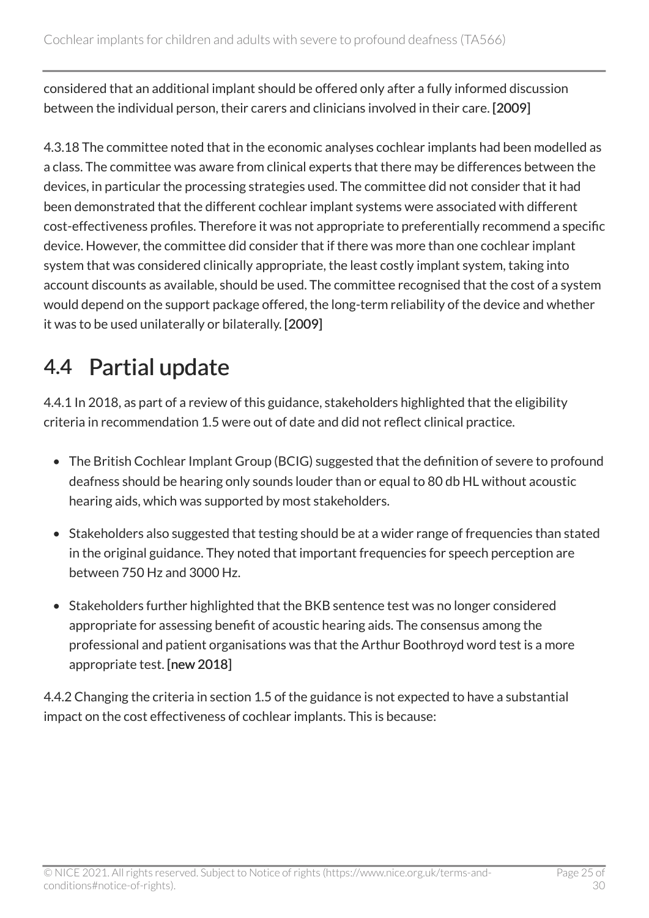considered that an additional implant should be offered only after a fully informed discussion between the individual person, their carers and clinicians involved in their care. **[2009]**

4.3.18 The committee noted that in the economic analyses cochlear implants had been modelled as a class. The committee was aware from clinical experts that there may be differences between the devices, in particular the processing strategies used. The committee did not consider that it had been demonstrated that the different cochlear implant systems were associated with different cost-effectiveness profiles. Therefore it was not appropriate to preferentially recommend a specific device. However, the committee did consider that if there was more than one cochlear implant system that was considered clinically appropriate, the least costly implant system, taking into account discounts as available, should be used. The committee recognised that the cost of a system would depend on the support package offered, the long-term reliability of the device and whether it was to be used unilaterally or bilaterally. **[2009]**

## 4.4 Partial update

4.4.1 In 2018, as part of a review of this guidance, stakeholders highlighted that the eligibility criteria in recommendation 1.5 were out of date and did not reflect clinical practice.

- The British Cochlear Implant Group (BCIG) suggested that the definition of severe to profound deafness should be hearing only sounds louder than or equal to 80 db HL without acoustic hearing aids, which was supported by most stakeholders.
- Stakeholders also suggested that testing should be at a wider range of frequencies than stated in the original guidance. They noted that important frequencies for speech perception are between 750 Hz and 3000 Hz.
- Stakeholders further highlighted that the BKB sentence test was no longer considered appropriate for assessing benefit of acoustic hearing aids. The consensus among the professional and patient organisations was that the Arthur Boothroyd word test is a more appropriate test. **[new 2018]**

4.4.2 Changing the criteria in section 1.5 of the guidance is not expected to have a substantial impact on the cost effectiveness of cochlear implants. This is because: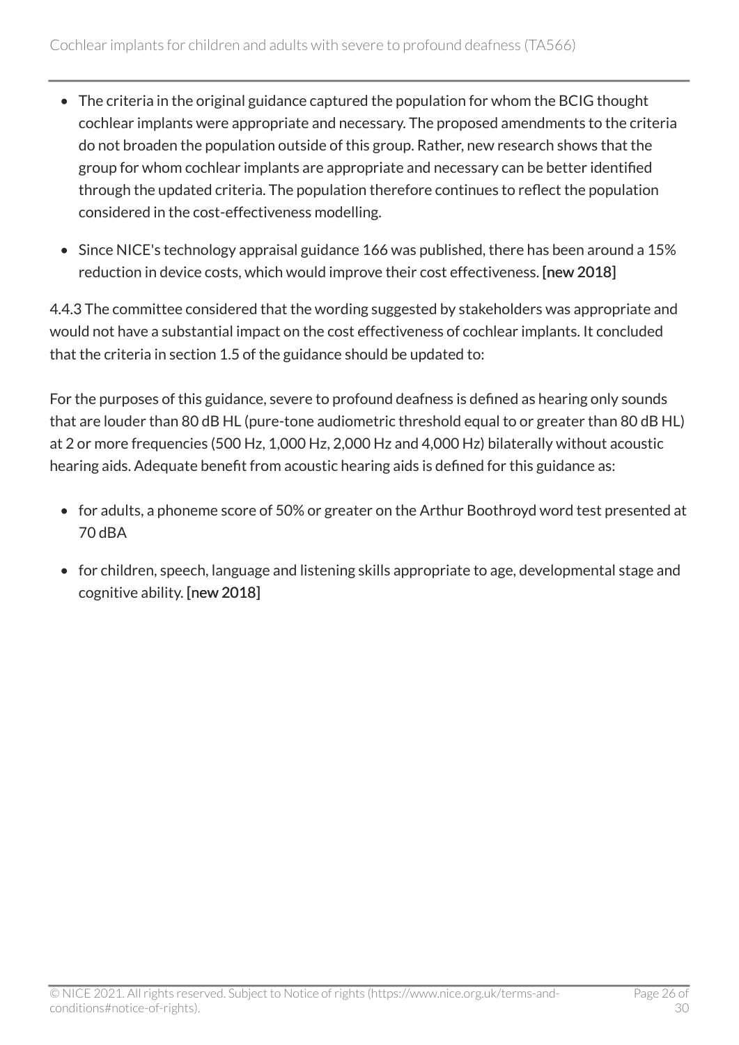- The criteria in the original guidance captured the population for whom the BCIG thought cochlear implants were appropriate and necessary. The proposed amendments to the criteria do not broaden the population outside of this group. Rather, new research shows that the group for whom cochlear implants are appropriate and necessary can be better identified through the updated criteria. The population therefore continues to reflect the population considered in the cost-effectiveness modelling.
- Since NICE's technology appraisal guidance 166 was published, there has been around a 15% reduction in device costs, which would improve their cost effectiveness. [new 2018]

4.4.3 The committee considered that the wording suggested by stakeholders was appropriate and would not have a substantial impact on the cost effectiveness of cochlear implants. It concluded that the criteria in section 1.5 of the guidance should be updated to:

For the purposes of this guidance, severe to profound deafness is defined as hearing only sounds that are louder than 80 dB HL (pure-tone audiometric threshold equal to or greater than 80 dB HL) at 2 or more frequencies (500 Hz, 1,000 Hz, 2,000 Hz and 4,000 Hz) bilaterally without acoustic hearing aids. Adequate benefit from acoustic hearing aids is defined for this guidance as:

- for adults, a phoneme score of 50% or greater on the Arthur Boothroyd word test presented at 70 dBA
- for children, speech, language and listening skills appropriate to age, developmental stage and cognitive ability. [new 2018]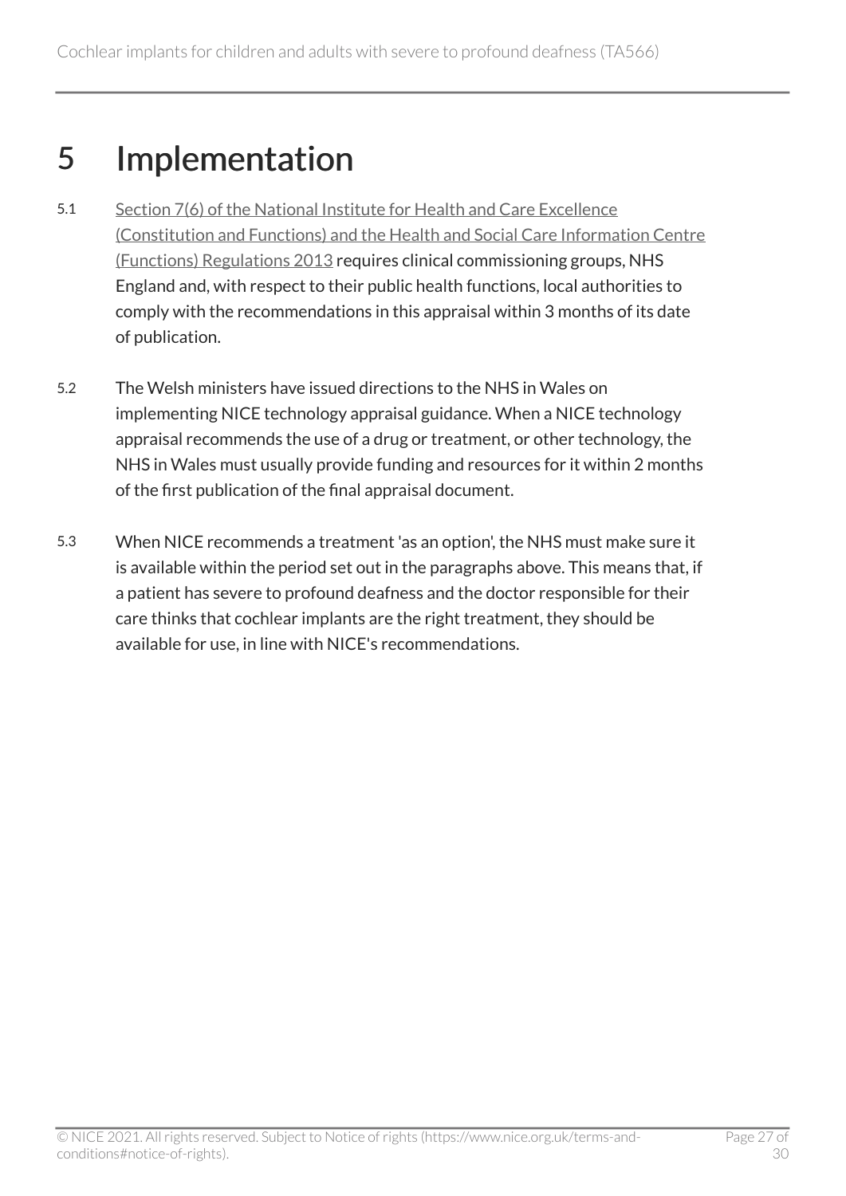# 5 Implementation

5.1 Section 7(6) of the National Institute for Health and Care Excellence (Constitution and Functions) and the Health and Social Care Information Centre (Functions) Regulations 2013 requires clinical commissioning groups, NHS England and, with respect to their public health functions, local authorities to comply with the recommendations in this appraisal within 3 months of its date of publication.

5.2 The Welsh ministers have issued directions to the NHS in Wales on implementing NICE technology appraisal guidance. When a NICE technology appraisal recommends the use of a drug or treatment, or other technology, the NHS in Wales must usually provide funding and resources for it within 2 months of the first publication of the final appraisal document.

5.3 When NICE recommends a treatment 'as an option', the NHS must make sure it is available within the period set out in the paragraphs above. This means that, if a patient has severe to profound deafness and the doctor responsible for their care thinks that cochlear implants are the right treatment, they should be available for use, in line with NICE's recommendations.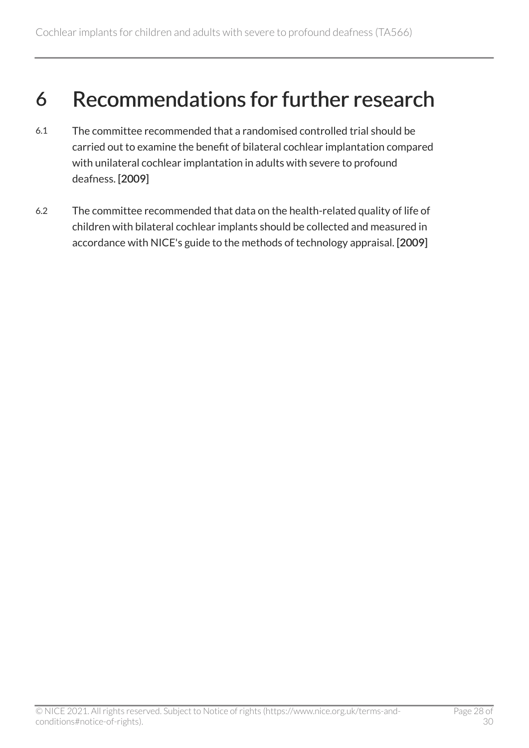# 6 Recommendations for further research

6.1 The committee recommended that a randomised controlled trial should be carried out to examine the benefit of bilateral cochlear implantation compared with unilateral cochlear implantation in adults with severe to profound deafness. [2009]

6.2 The committee recommended that data on the health-related quality of life of children with bilateral cochlear implants should be collected and measured in accordance with NICE's guide to the methods of technology appraisal. [2009]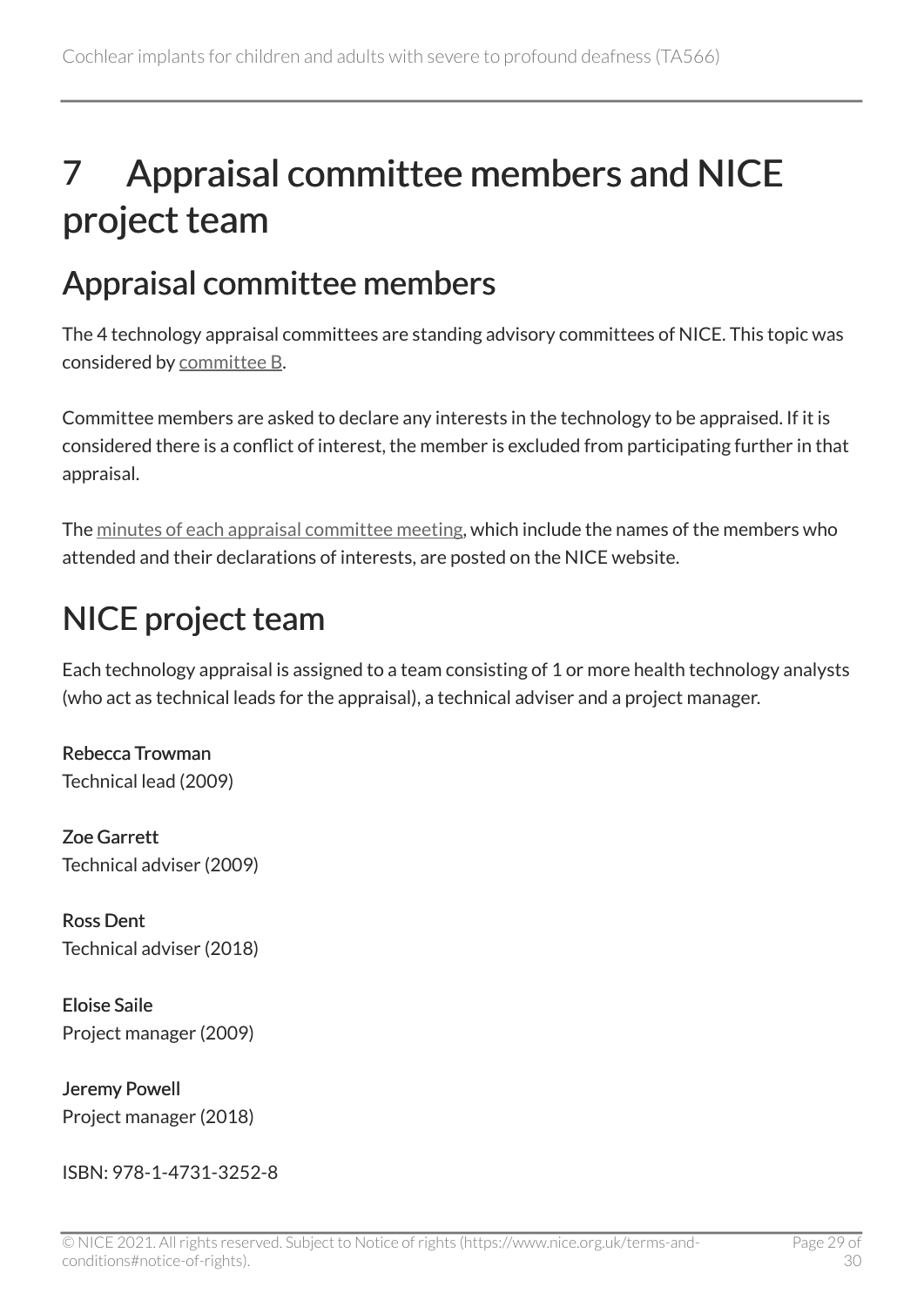# 7 Appraisal committee members and NICE project team

## Appraisal committee members

The 4 technology appraisal committees are standing advisory committees of NICE. This topic was considered by committee B.

Committee members are asked to declare any interests in the technology to be appraised. If it is considered there is a conflict of interest, the member is excluded from participating further in that appraisal.

The minutes of each appraisal committee meeting, which include the names of the members who attended and their declarations of interests, are posted on the NICE website.

## NICE project team

Each technology appraisal is assigned to a team consisting of 1 or more health technology analysts (who act as technical leads for the appraisal), a technical adviser and a project manager.

**Rebecca Trowman**
Technical lead (2009)

**Zoe Garrett**
Technical adviser (2009)

**Ross Dent**
Technical adviser (2018)

**Eloise Saile**
Project manager (2009)

**Jeremy Powell**
Project manager (2018)

ISBN: 978-1-4731-3252-8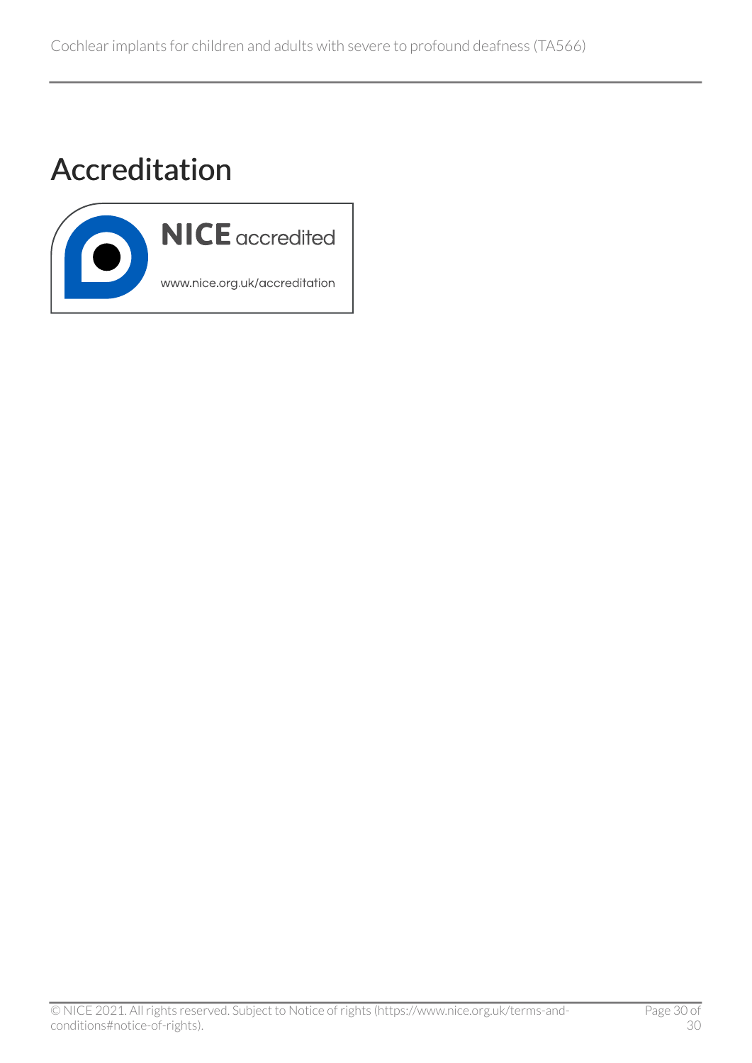# Accreditation

NICE accredited

www.nice.org.uk/accreditation